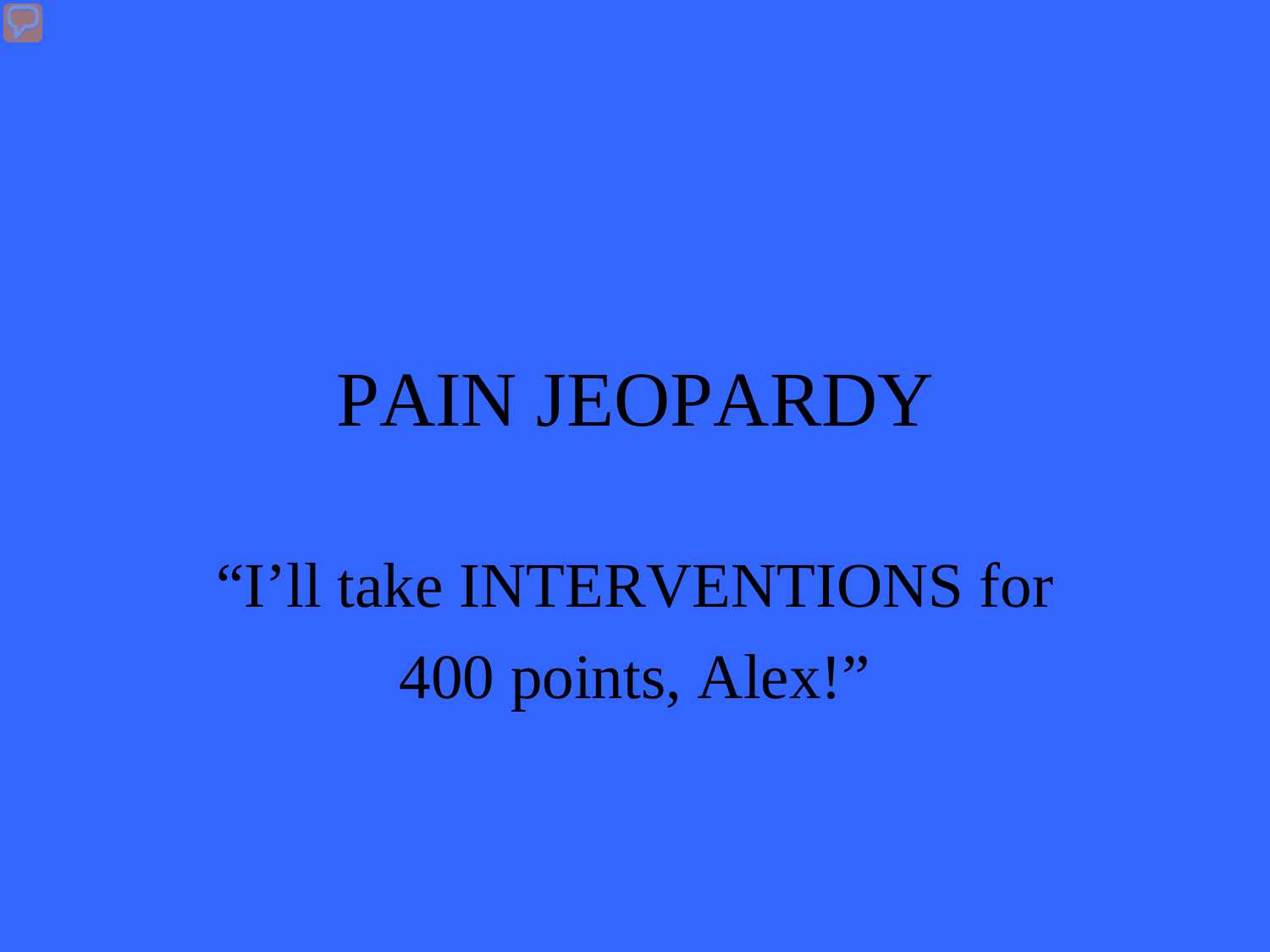# PAIN JEOPARDY

"I'll take INTERVENTIONS for 400 points, Alex!"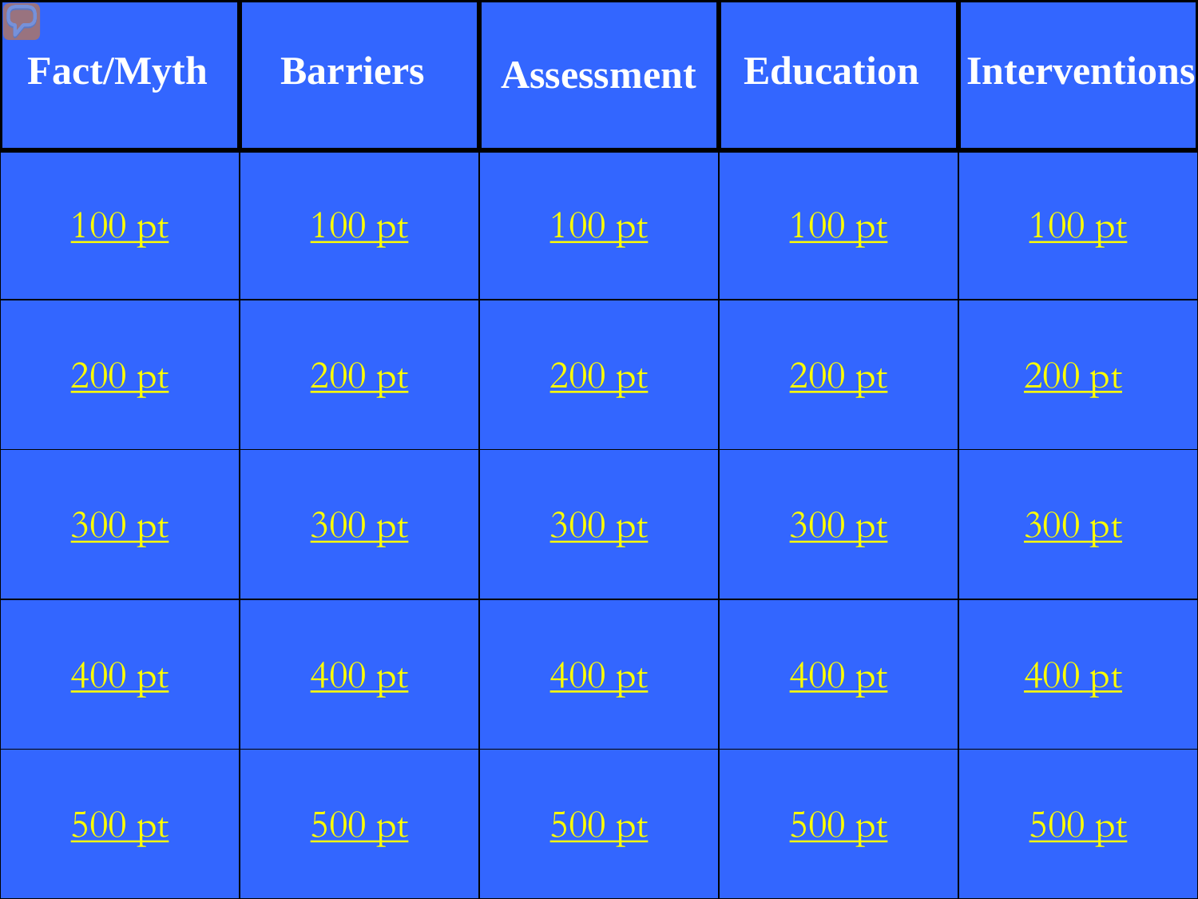| Fact/Myth | Barriers | Assessment | Education | Interventions |
| --- | --- | --- | --- | --- |
| 100 pt | 100 pt | 100 pt | 100 pt | 100 pt |
| 200 pt | 200 pt | 200 pt | 200 pt | 200 pt |
| 300 pt | 300 pt | 300 pt | 300 pt | 300 pt |
| 400 pt | 400 pt | 400 pt | 400 pt | 400 pt |
| 500 pt | 500 pt | 500 pt | 500 pt | 500 pt |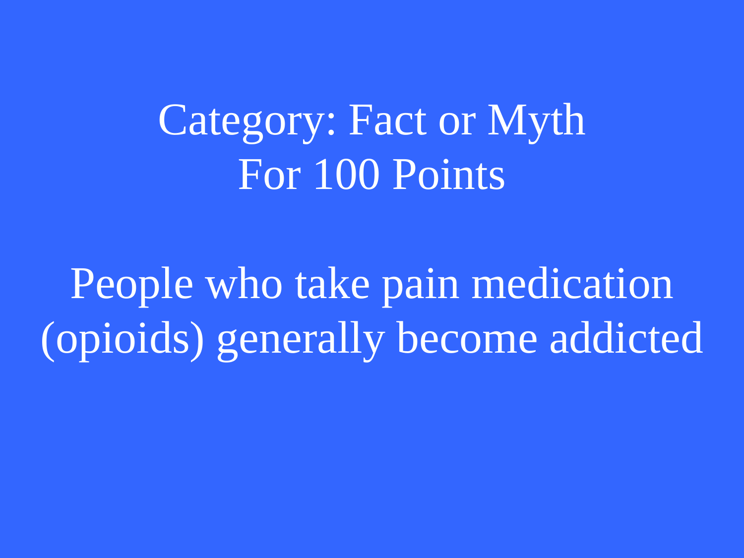Category: Fact or Myth
For 100 Points

People who take pain medication (opioids) generally become addicted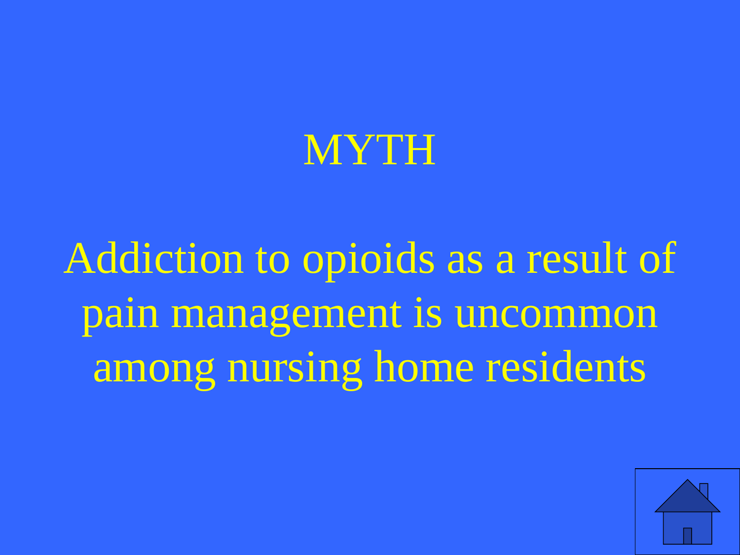# MYTH

Addiction to opioids as a result of pain management is uncommon among nursing home residents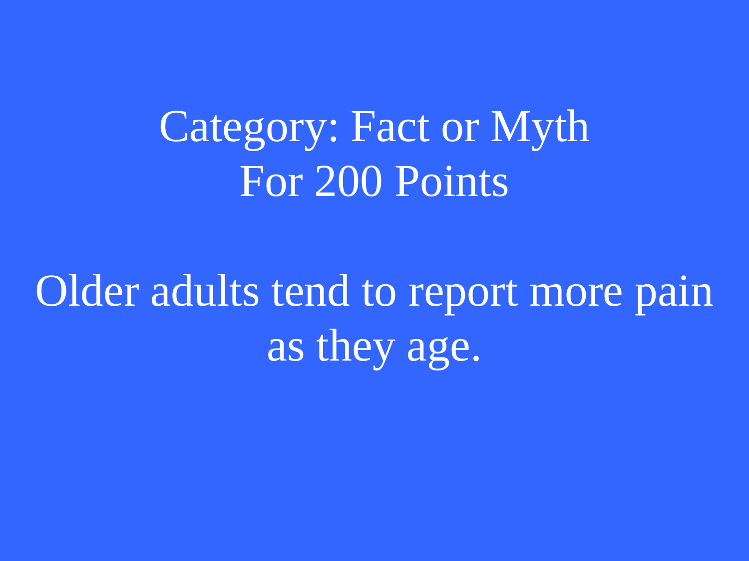Category: Fact or Myth
For 200 Points

Older adults tend to report more pain as they age.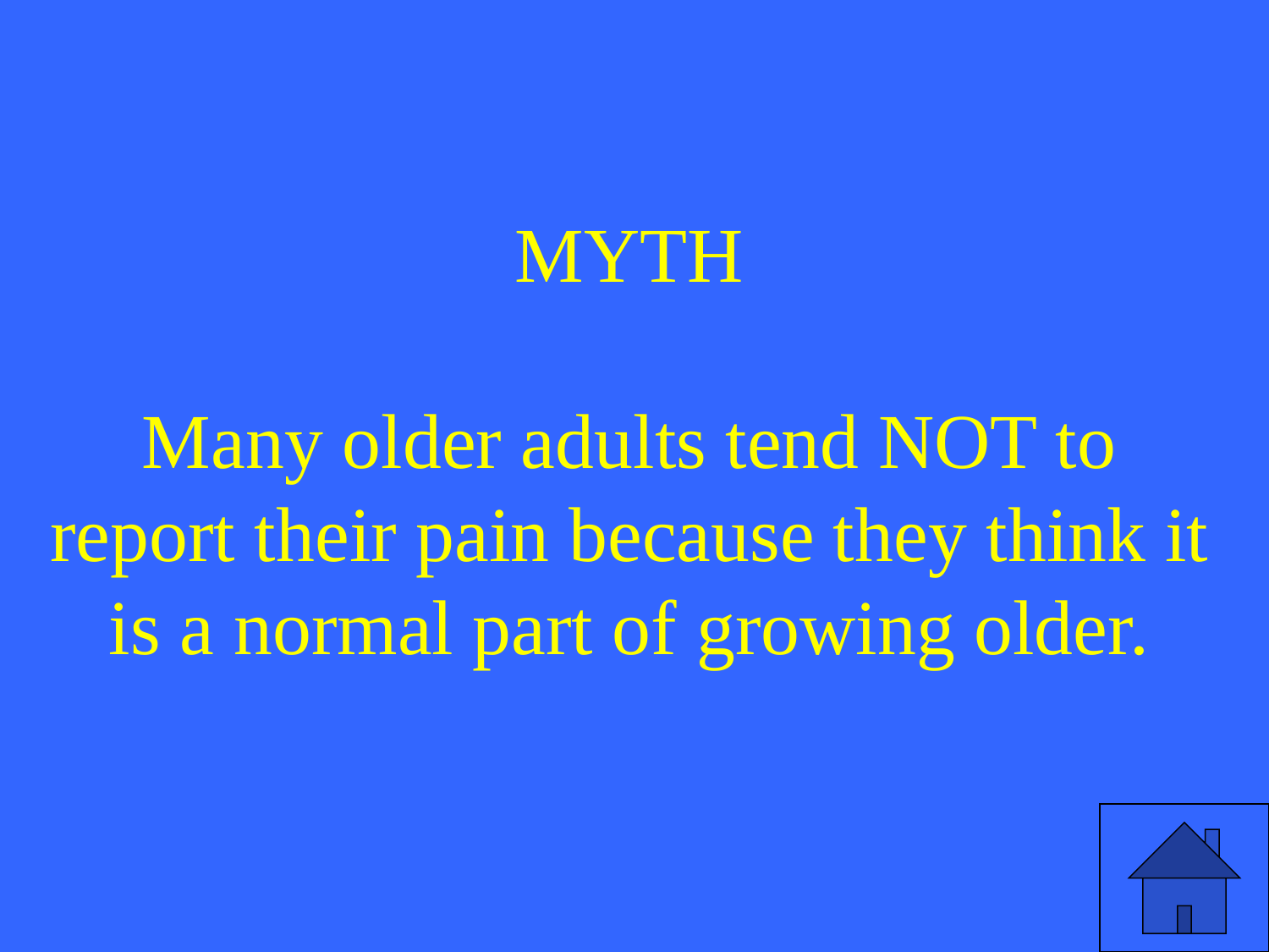# MYTH

Many older adults tend NOT to report their pain because they think it is a normal part of growing older.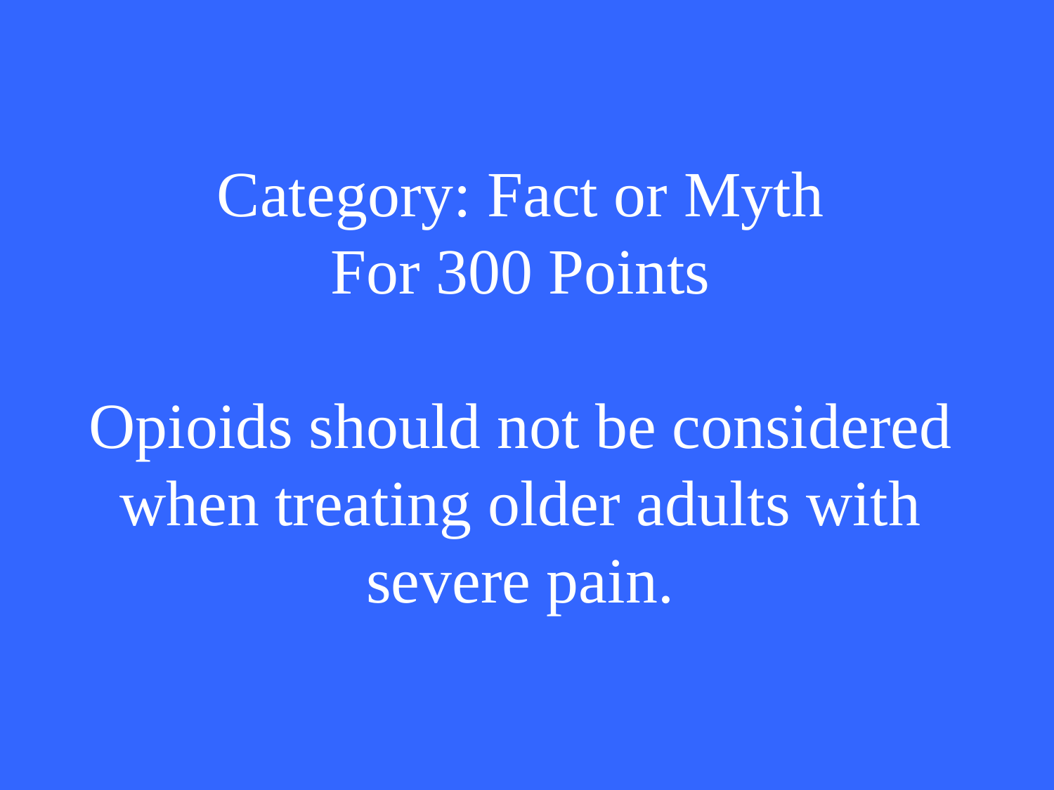Category: Fact or Myth
For 300 Points

Opioids should not be considered when treating older adults with severe pain.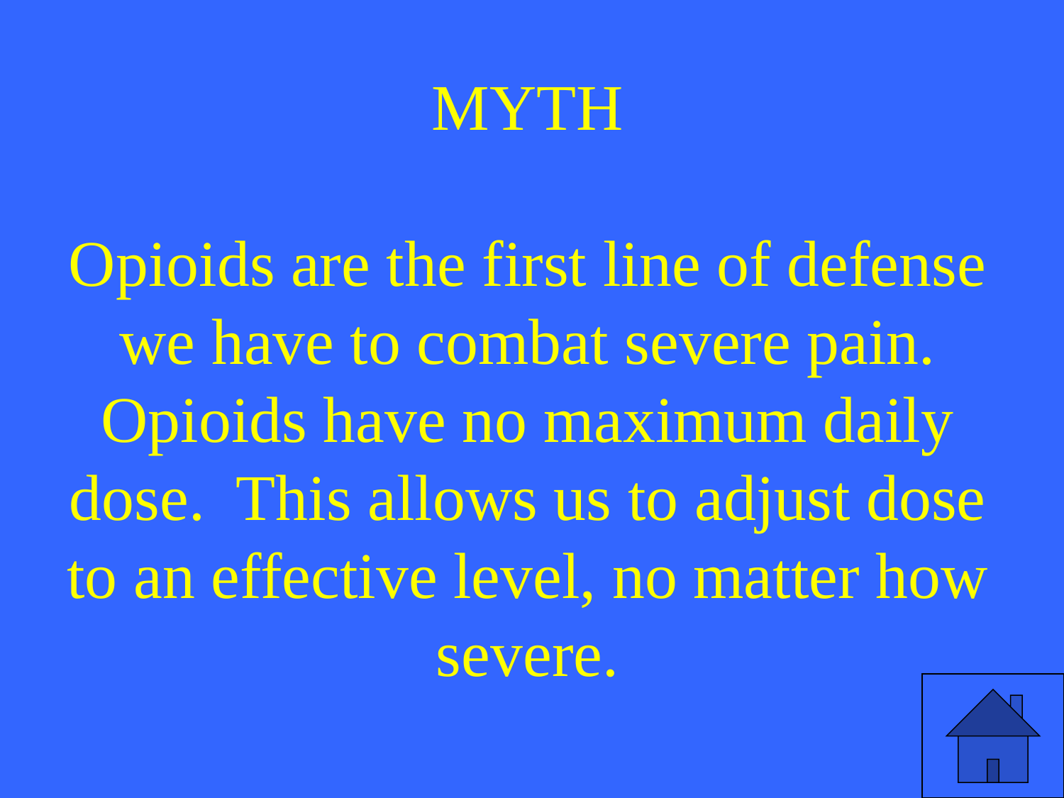# MYTH

Opioids are the first line of defense we have to combat severe pain. Opioids have no maximum daily dose. This allows us to adjust dose to an effective level, no matter how severe.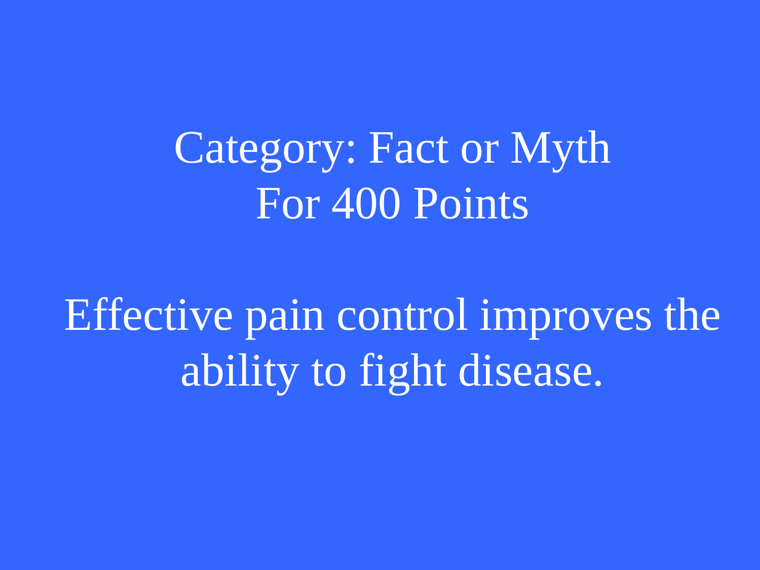Category: Fact or Myth
For 400 Points

Effective pain control improves the ability to fight disease.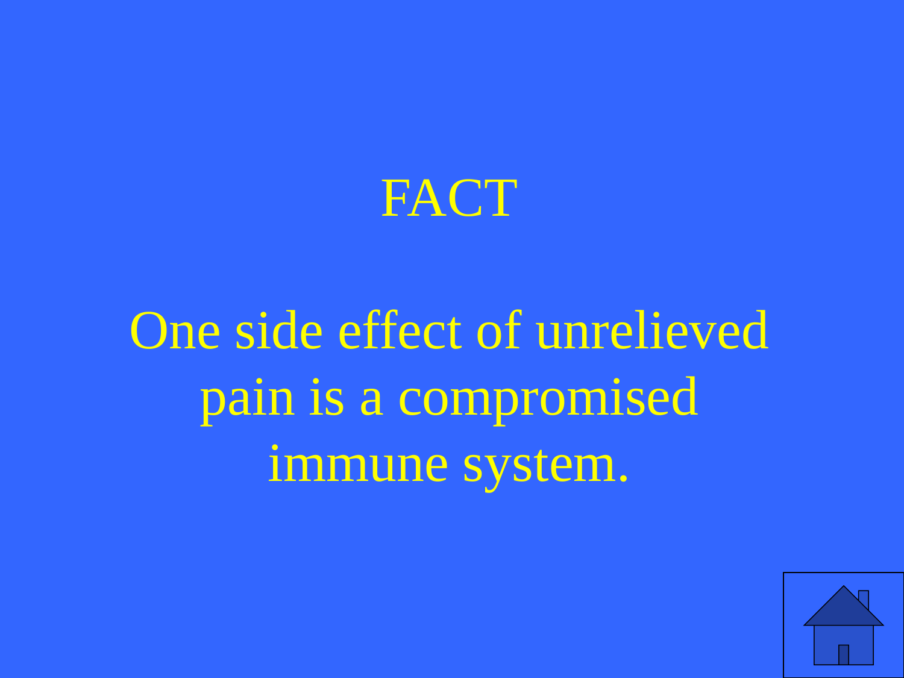FACT

One side effect of unrelieved pain is a compromised immune system.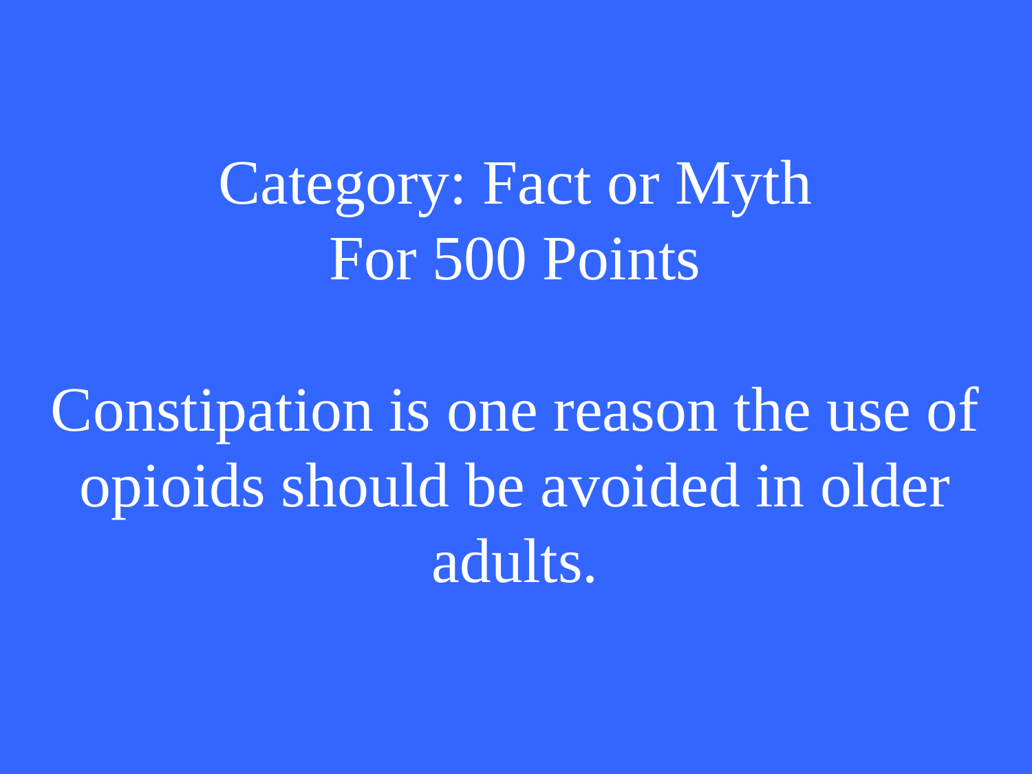# Category: Fact or Myth
## For 500 Points

Constipation is one reason the use of opioids should be avoided in older adults.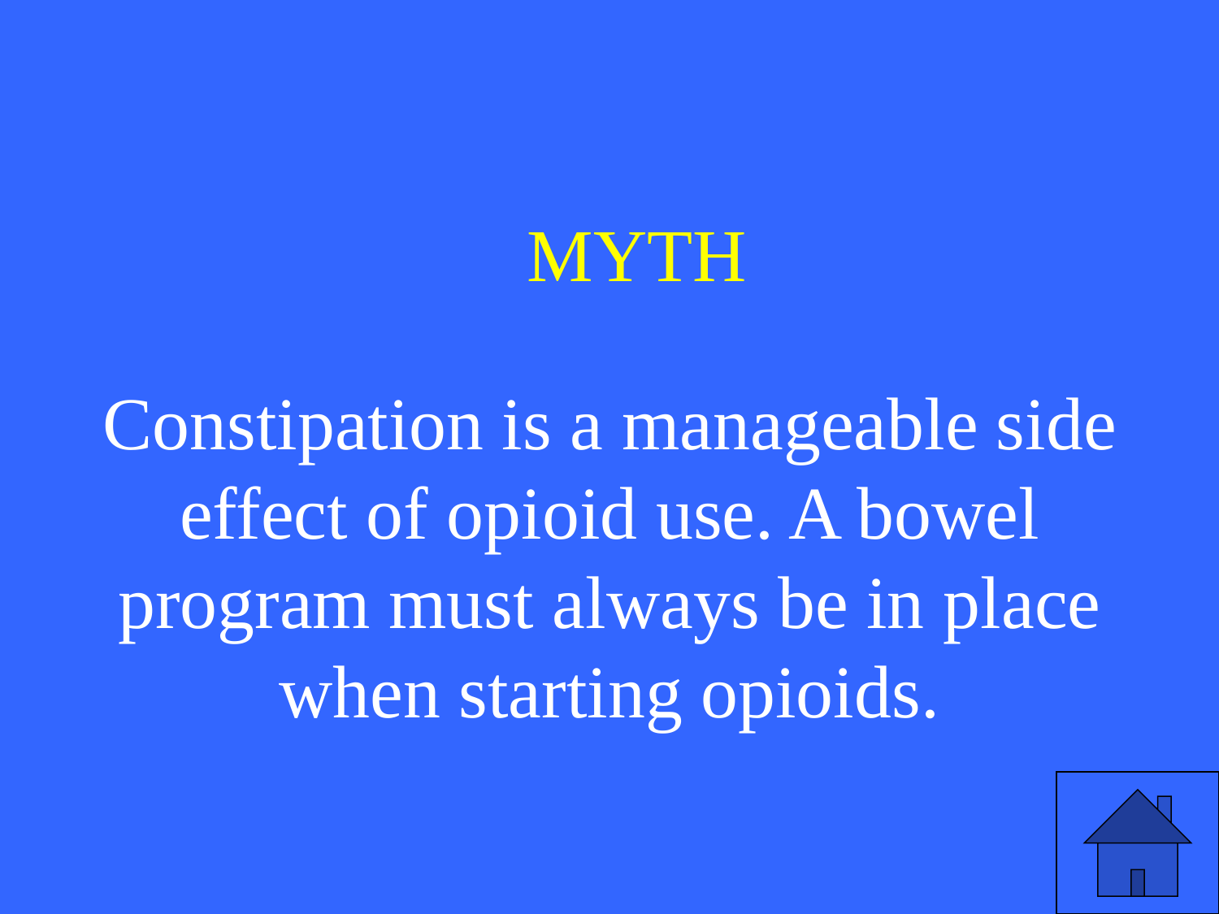# MYTH

Constipation is a manageable side effect of opioid use. A bowel program must always be in place when starting opioids.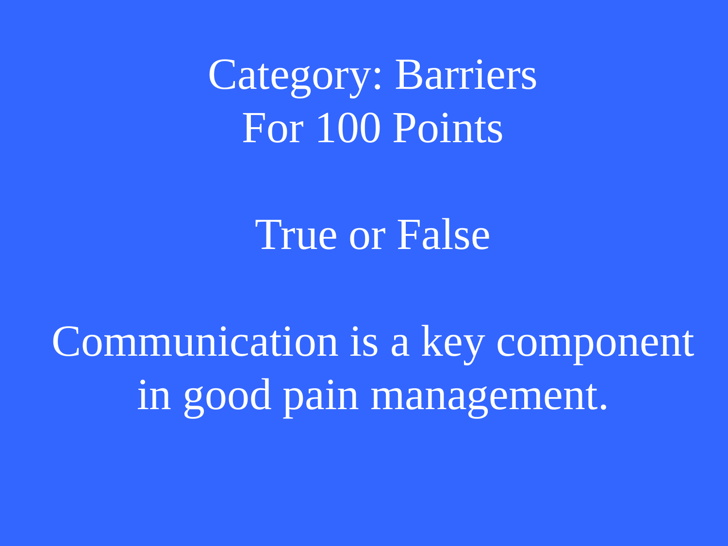Category: Barriers
For 100 Points

True or False

Communication is a key component in good pain management.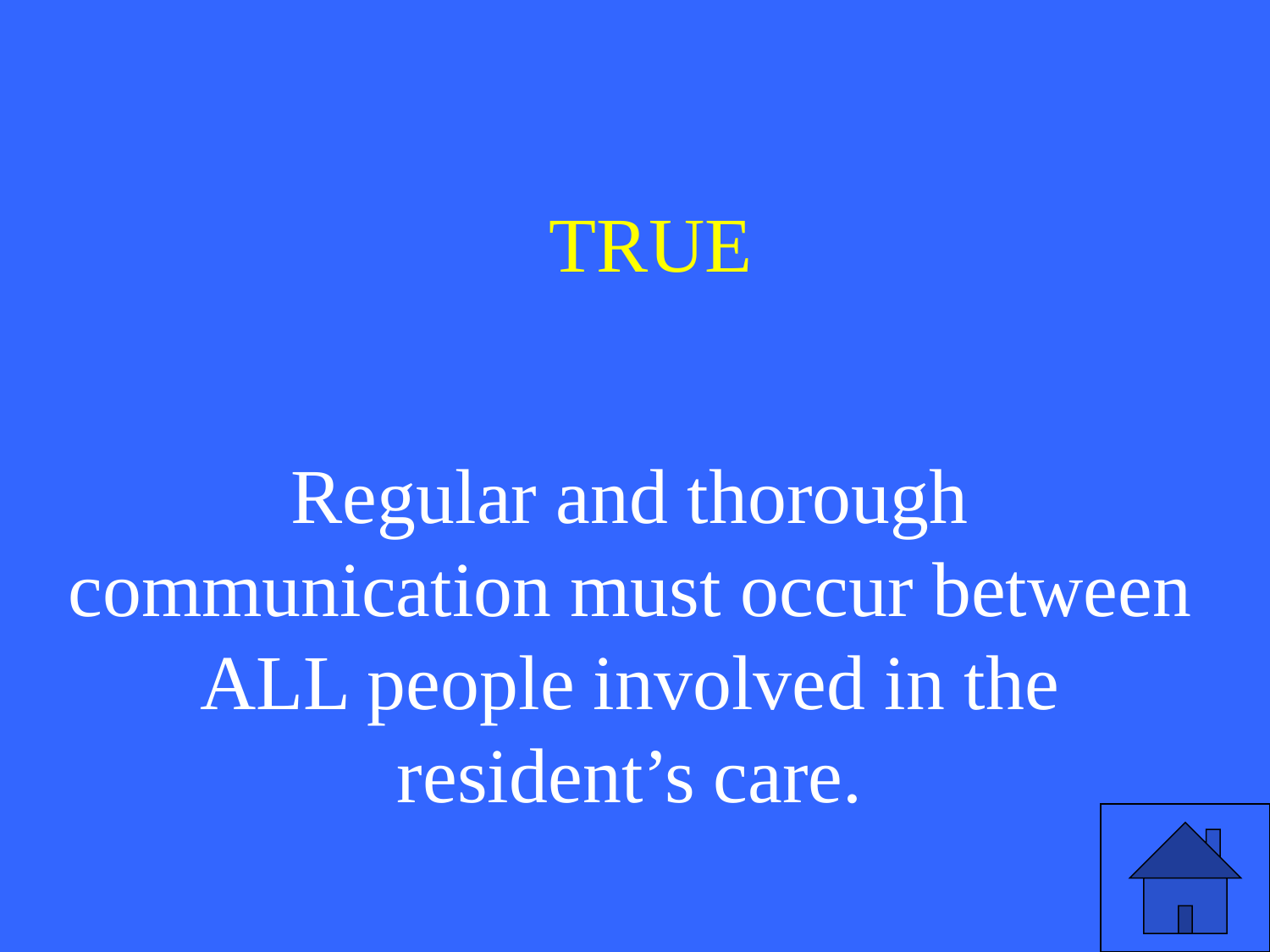# TRUE

Regular and thorough communication must occur between ALL people involved in the resident's care.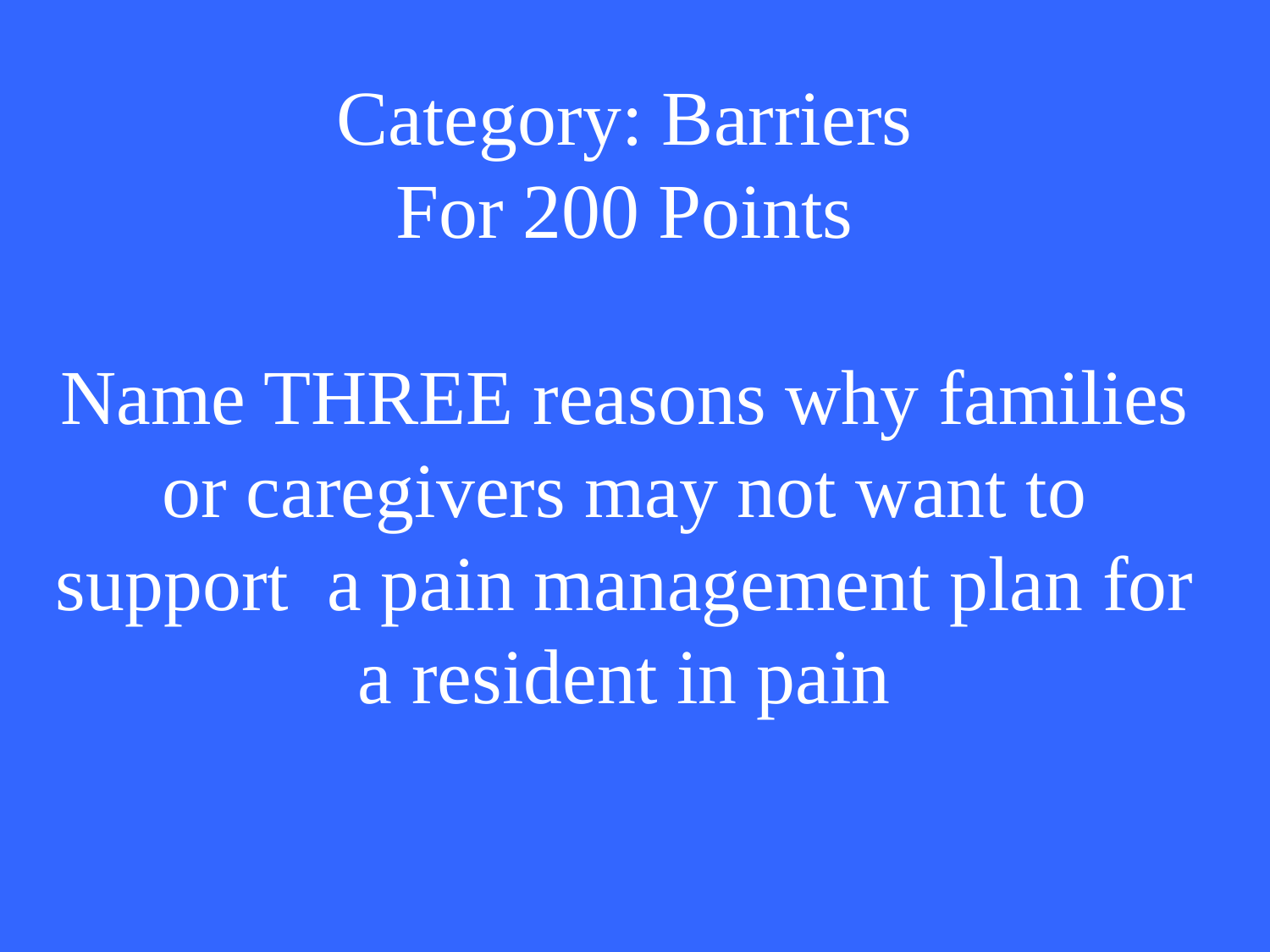# Category: Barriers
# For 200 Points

Name THREE reasons why families or caregivers may not want to support a pain management plan for a resident in pain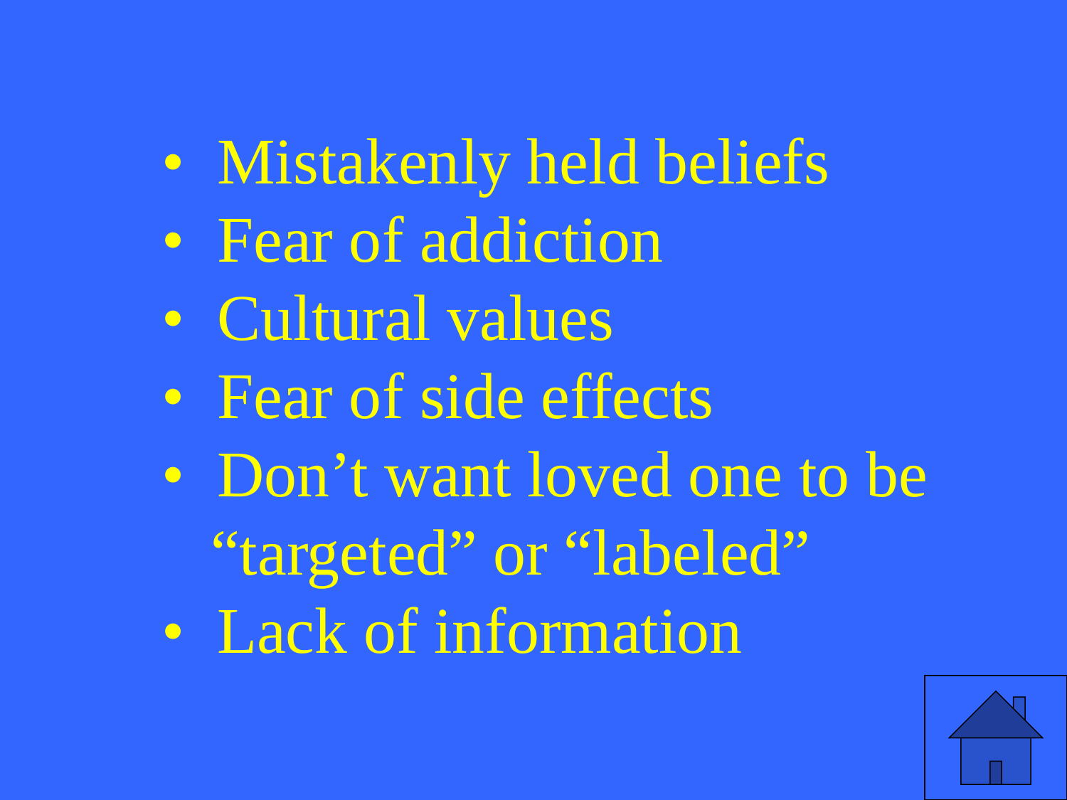- Mistakenly held beliefs
- Fear of addiction
- Cultural values
- Fear of side effects
- Don’t want loved one to be “targeted” or “labeled”
- Lack of information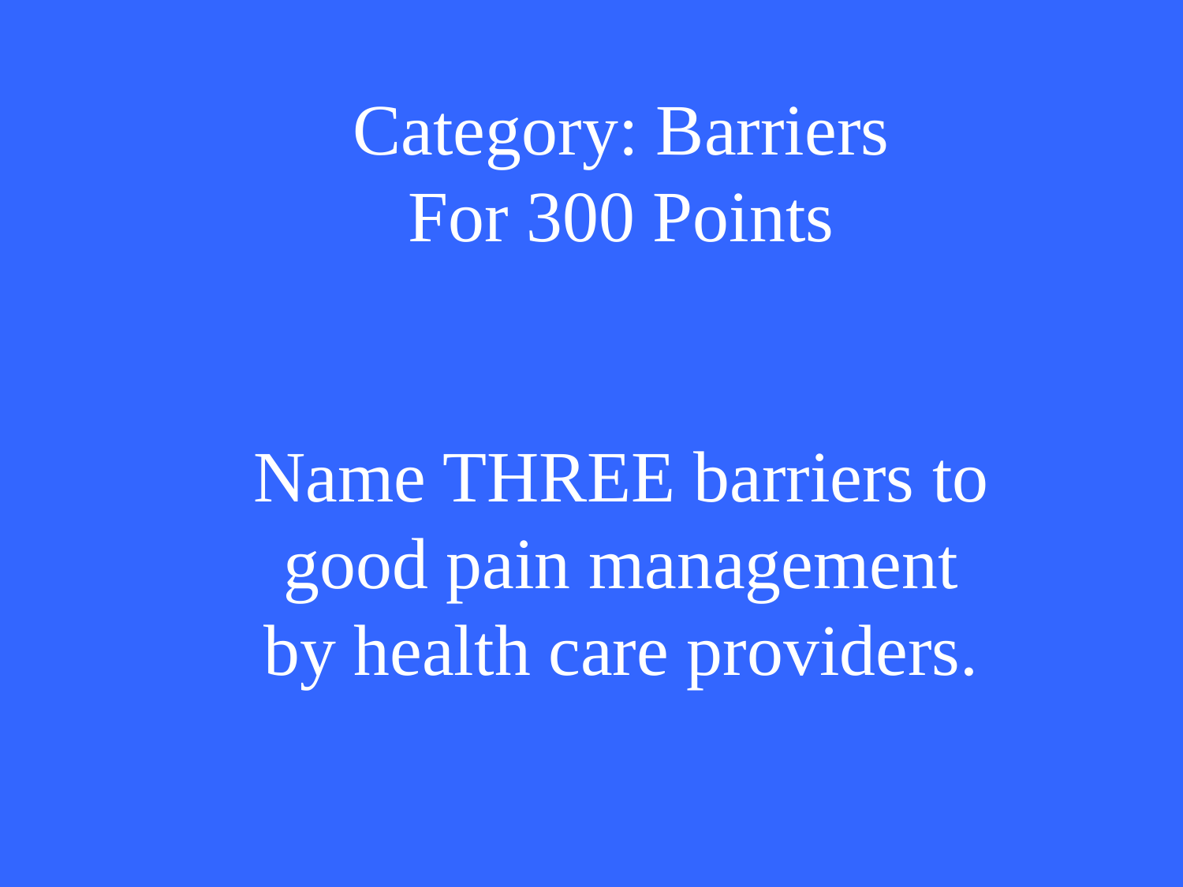# Category: Barriers
# For 300 Points

Name THREE barriers to good pain management by health care providers.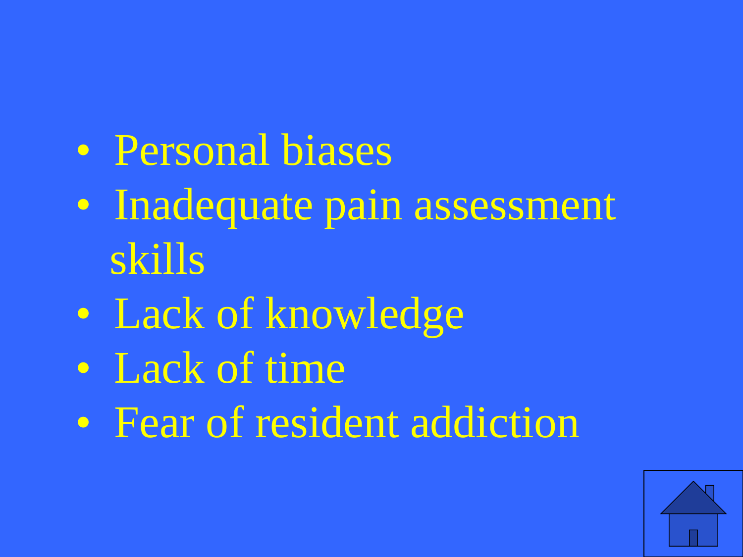- Personal biases
- Inadequate pain assessment skills
- Lack of knowledge
- Lack of time
- Fear of resident addiction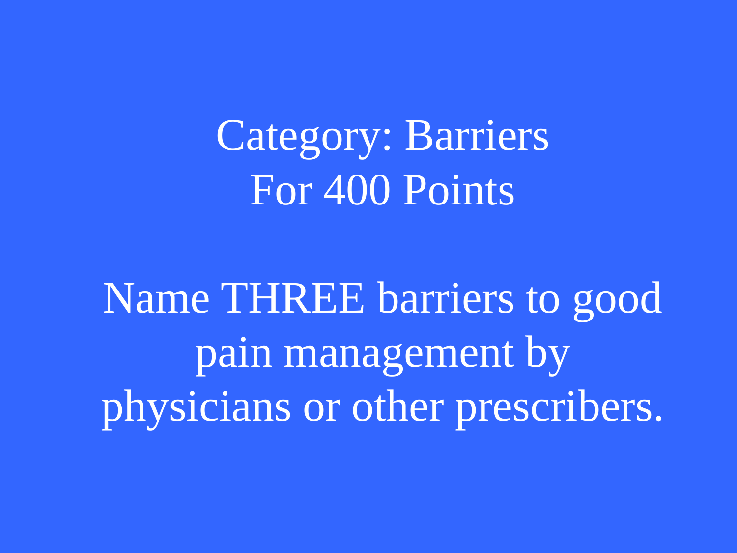Category: Barriers
For 400 Points

Name THREE barriers to good pain management by physicians or other prescribers.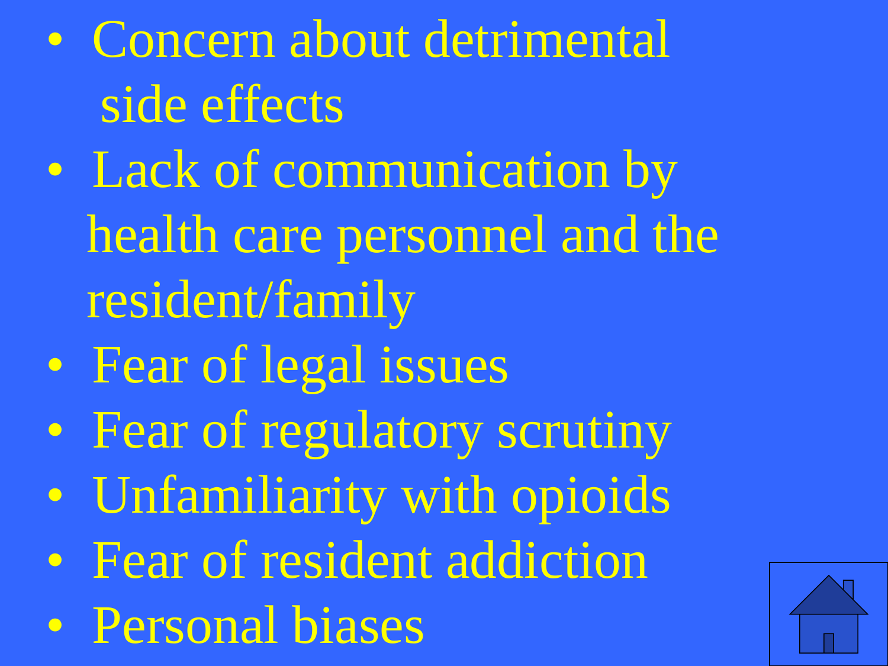- Concern about detrimental side effects
- Lack of communication by health care personnel and the resident/family
- Fear of legal issues
- Fear of regulatory scrutiny
- Unfamiliarity with opioids
- Fear of resident addiction
- Personal biases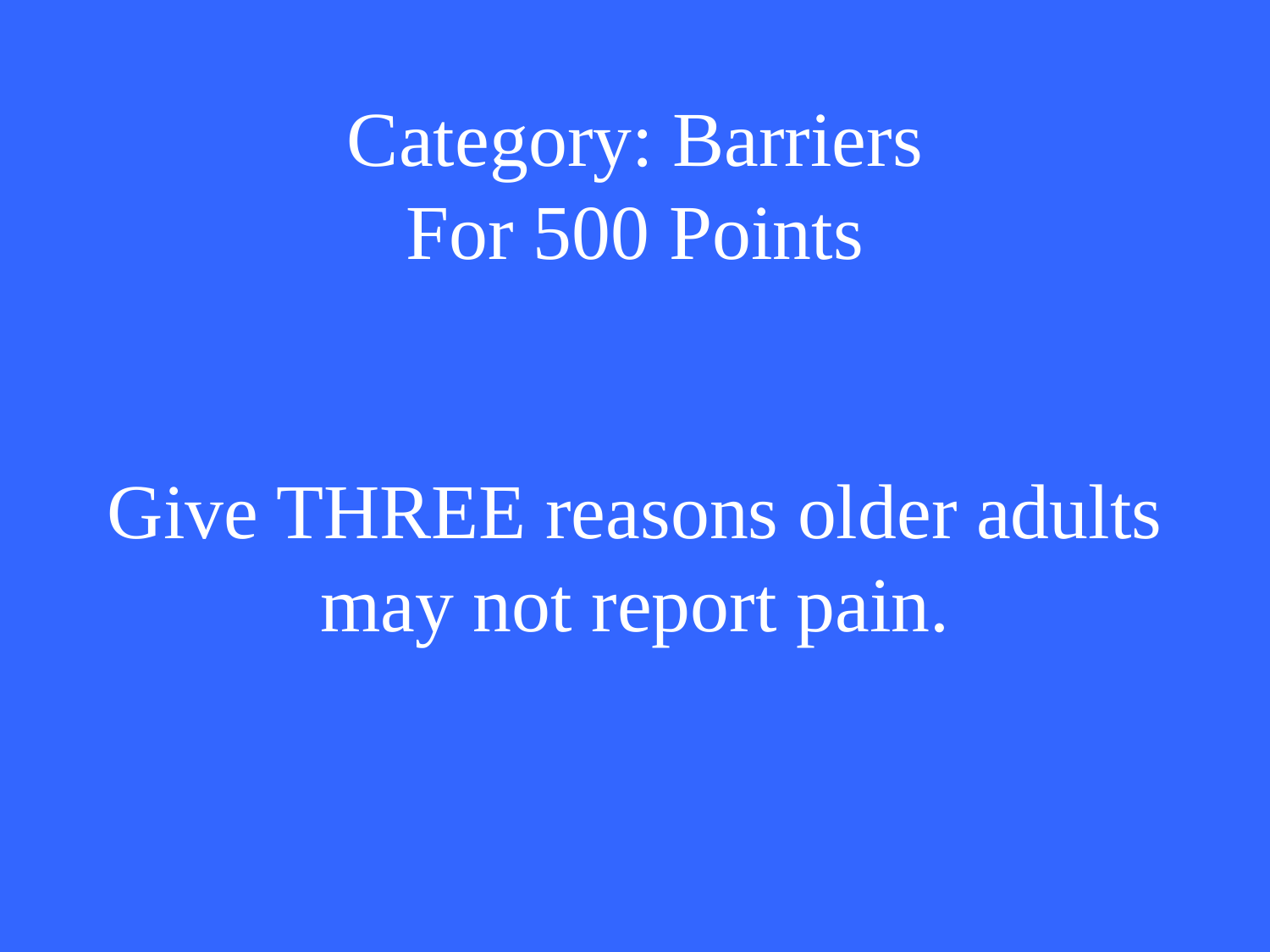# Category: Barriers
# For 500 Points

Give THREE reasons older adults may not report pain.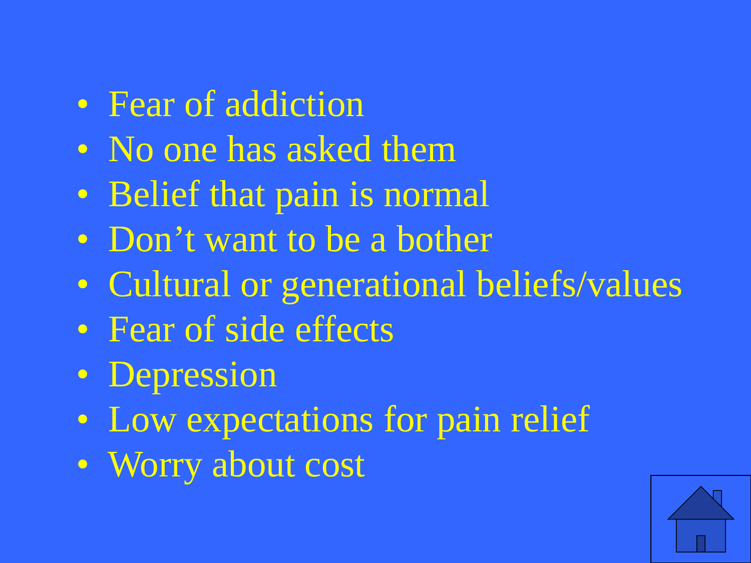- Fear of addiction
- No one has asked them
- Belief that pain is normal
- Don’t want to be a bother
- Cultural or generational beliefs/values
- Fear of side effects
- Depression
- Low expectations for pain relief
- Worry about cost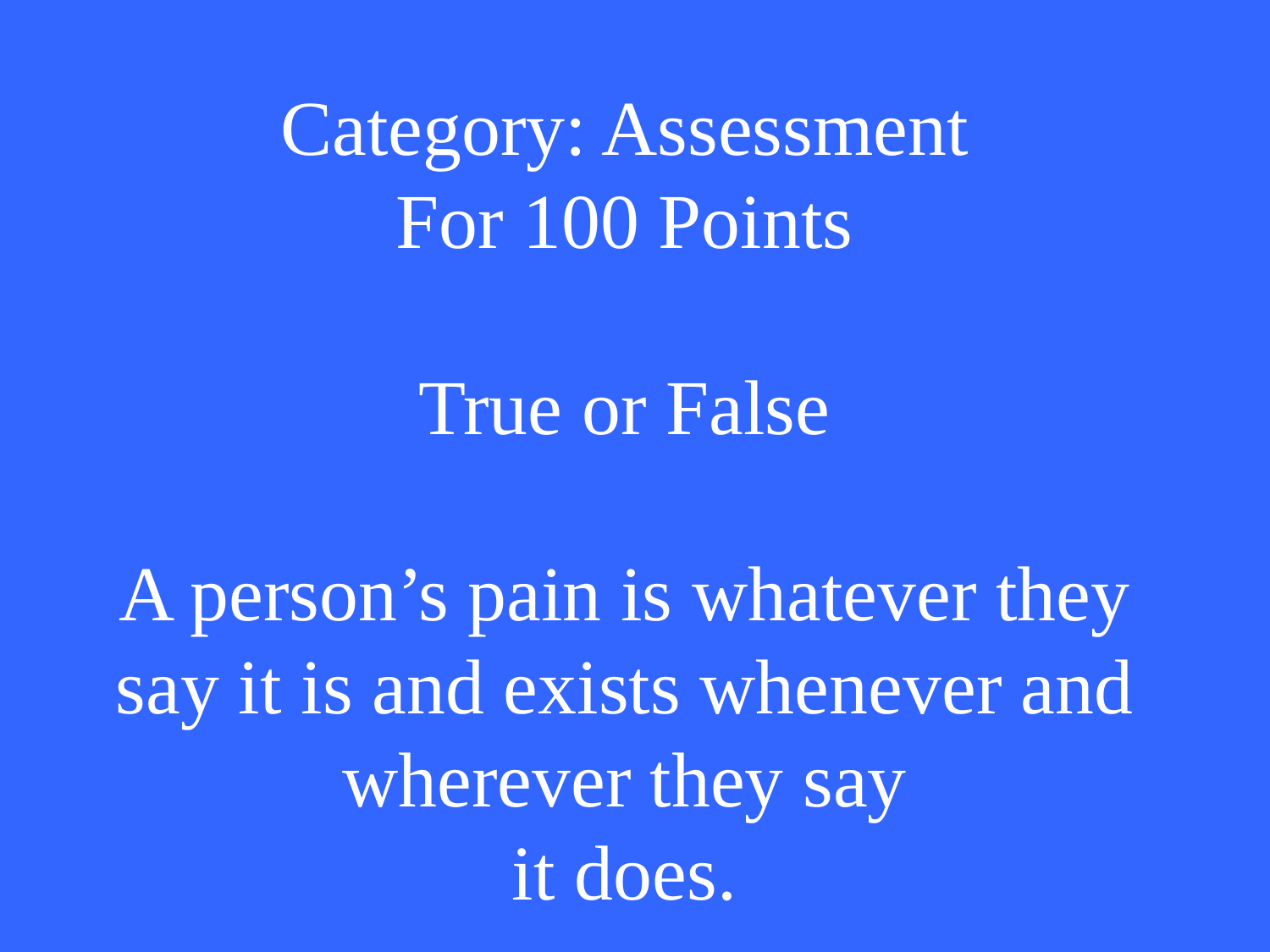# Category: Assessment
## For 100 Points

True or False

A person’s pain is whatever they say it is and exists whenever and wherever they say it does.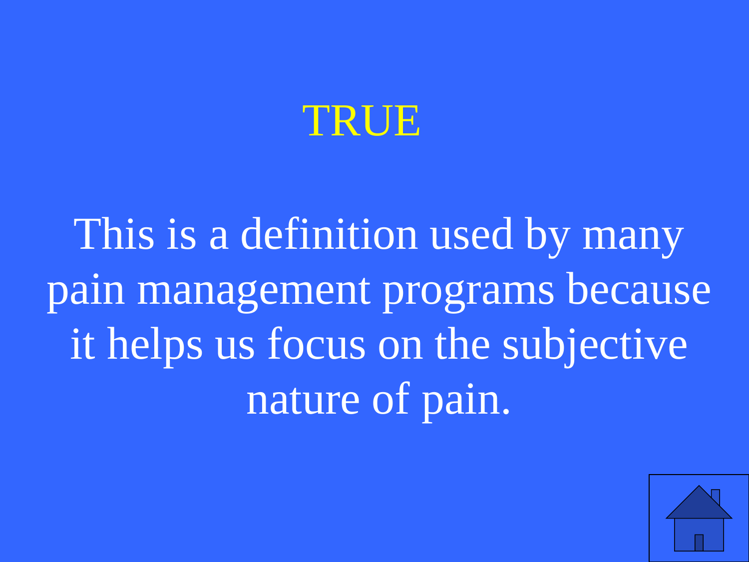# TRUE

This is a definition used by many pain management programs because it helps us focus on the subjective nature of pain.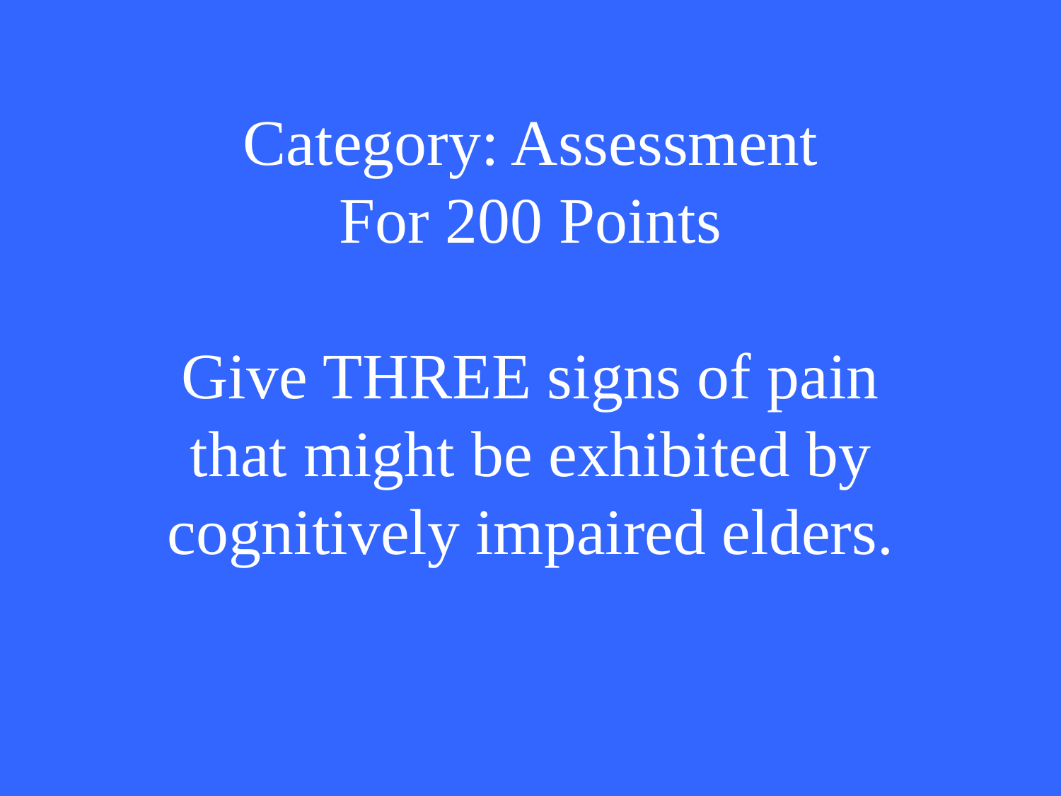Category: Assessment
For 200 Points

Give THREE signs of pain that might be exhibited by cognitively impaired elders.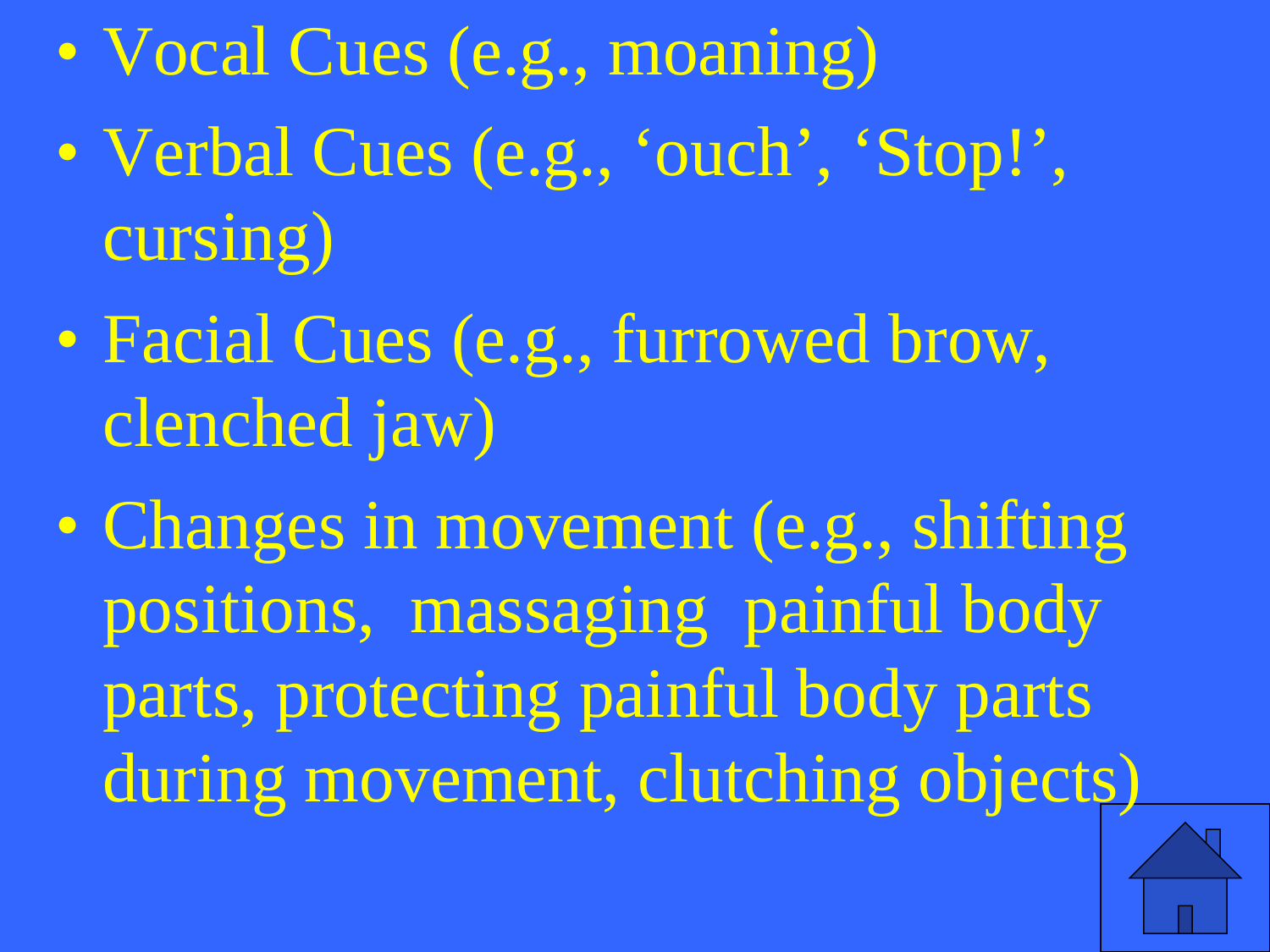- Vocal Cues (e.g., moaning)
- Verbal Cues (e.g., ‘ouch’, ‘Stop!’, cursing)
- Facial Cues (e.g., furrowed brow, clenched jaw)
- Changes in movement (e.g., shifting positions, massaging painful body parts, protecting painful body parts during movement, clutching objects)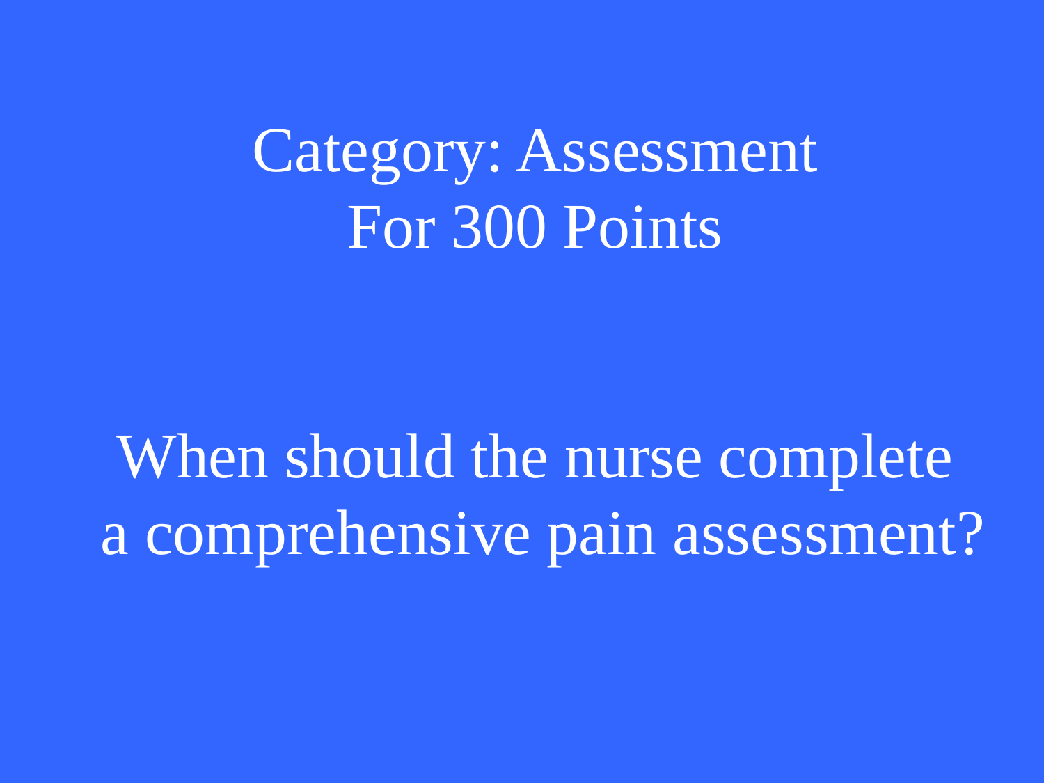# Category: Assessment
# For 300 Points

When should the nurse complete a comprehensive pain assessment?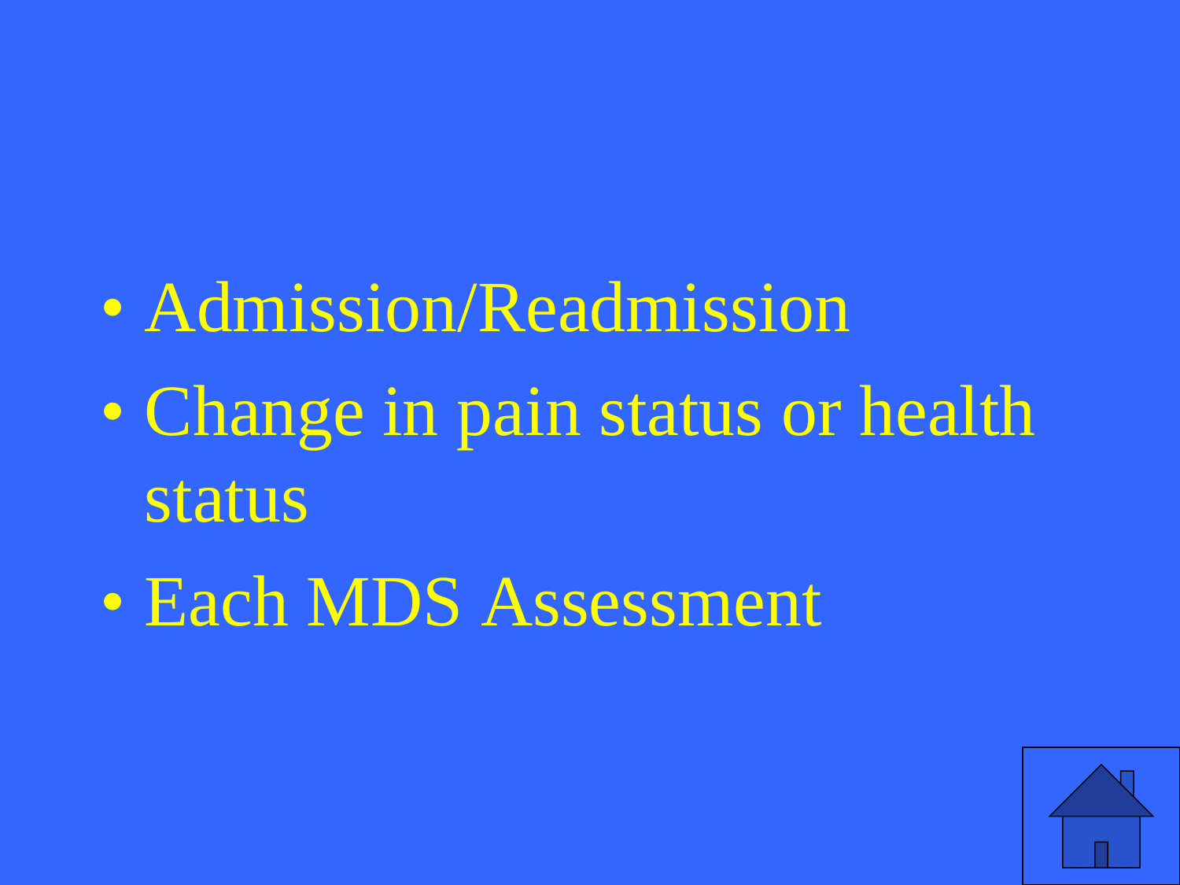- Admission/Readmission
- Change in pain status or health status
- Each MDS Assessment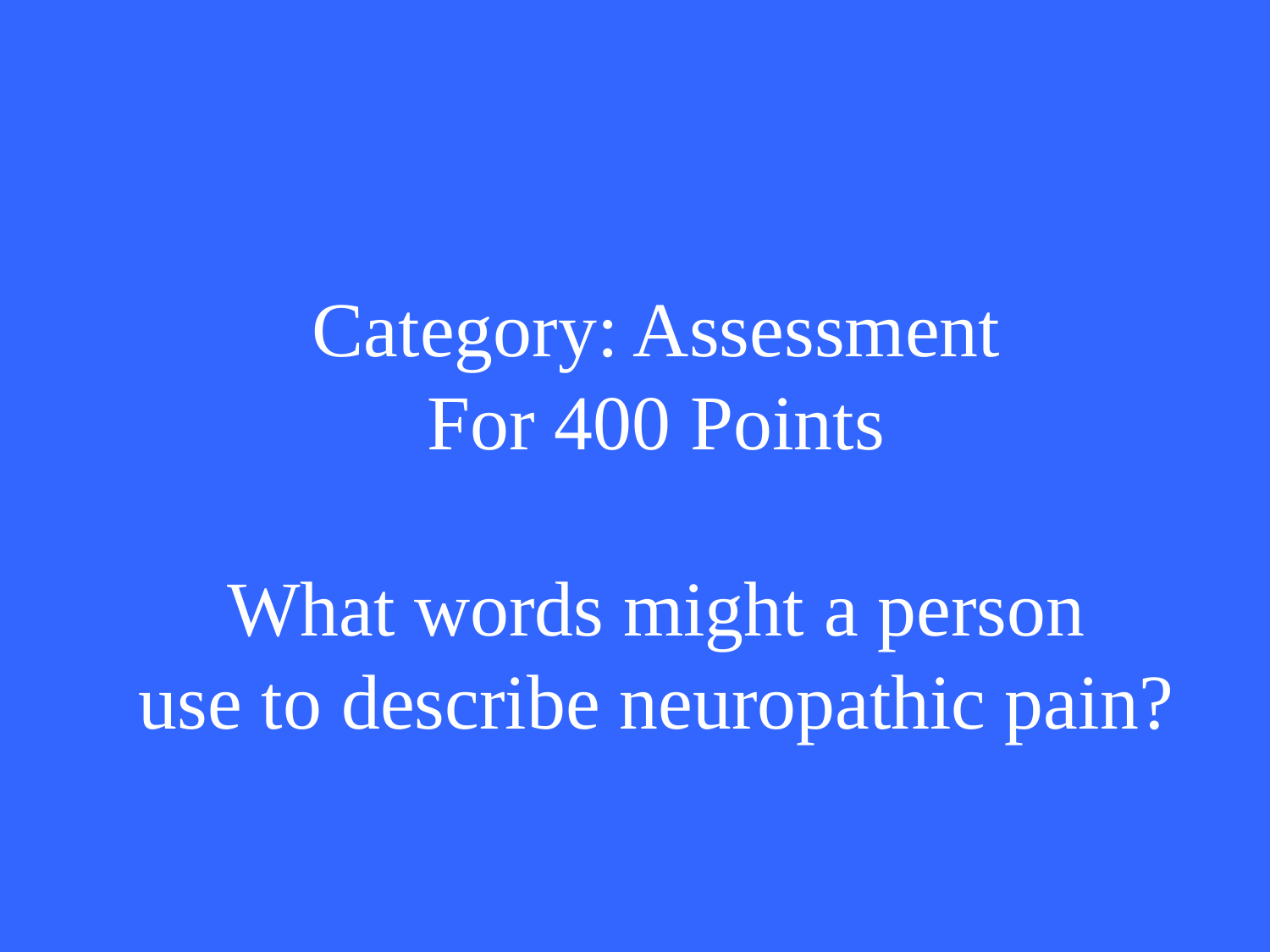Category: Assessment
For 400 Points

What words might a person use to describe neuropathic pain?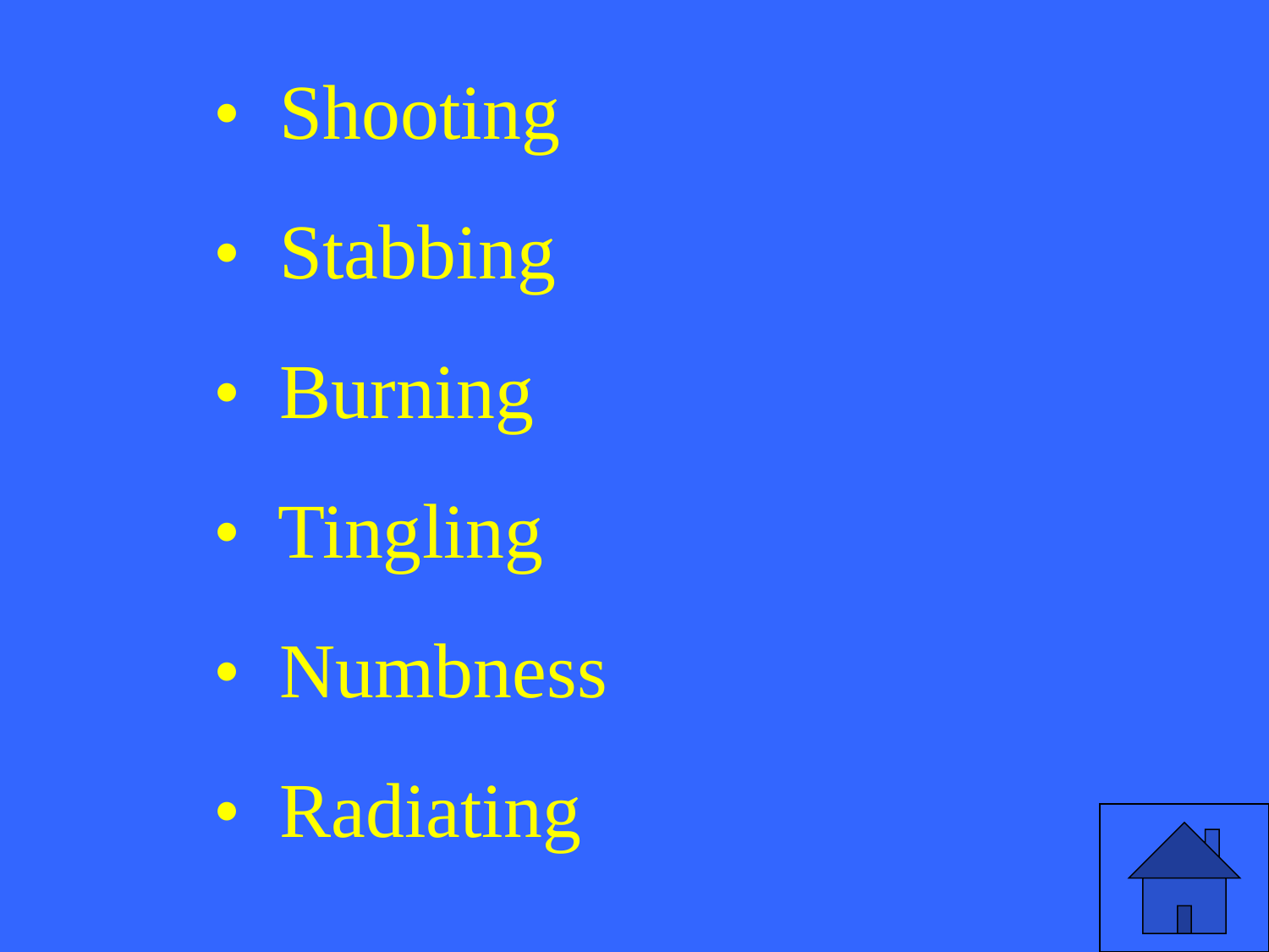- Shooting
- Stabbing
- Burning
- Tingling
- Numbness
- Radiating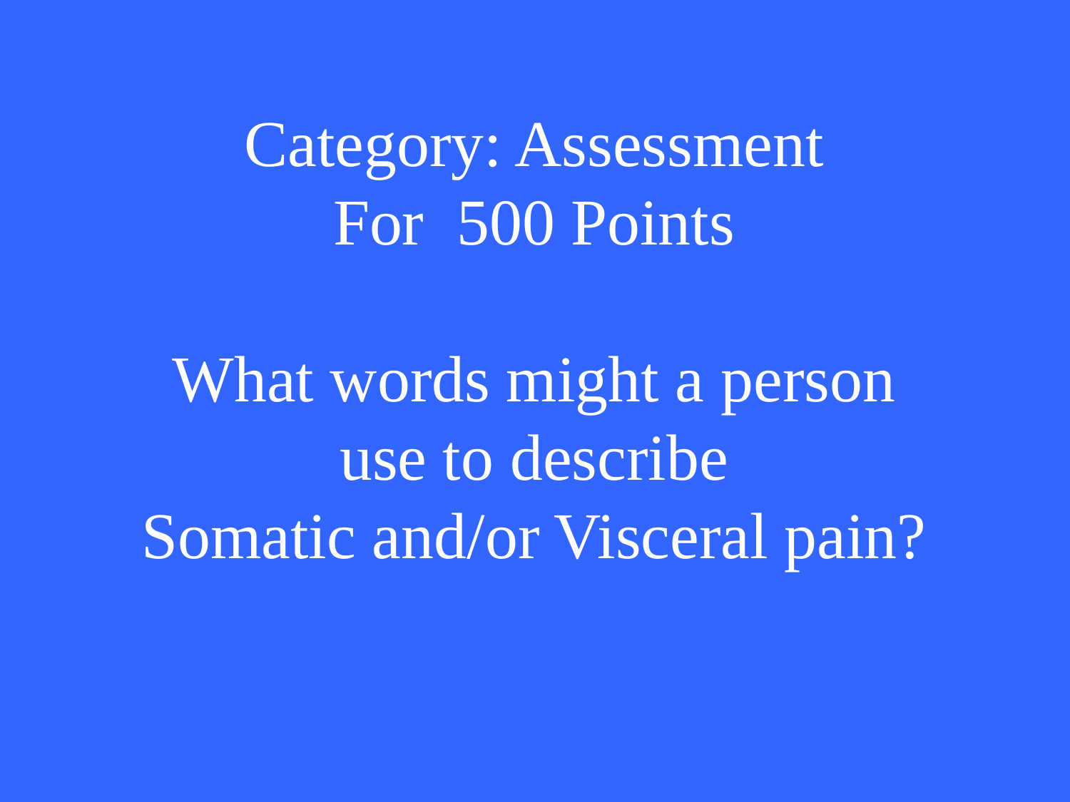# Category: Assessment
# For 500 Points

What words might a person use to describe Somatic and/or Visceral pain?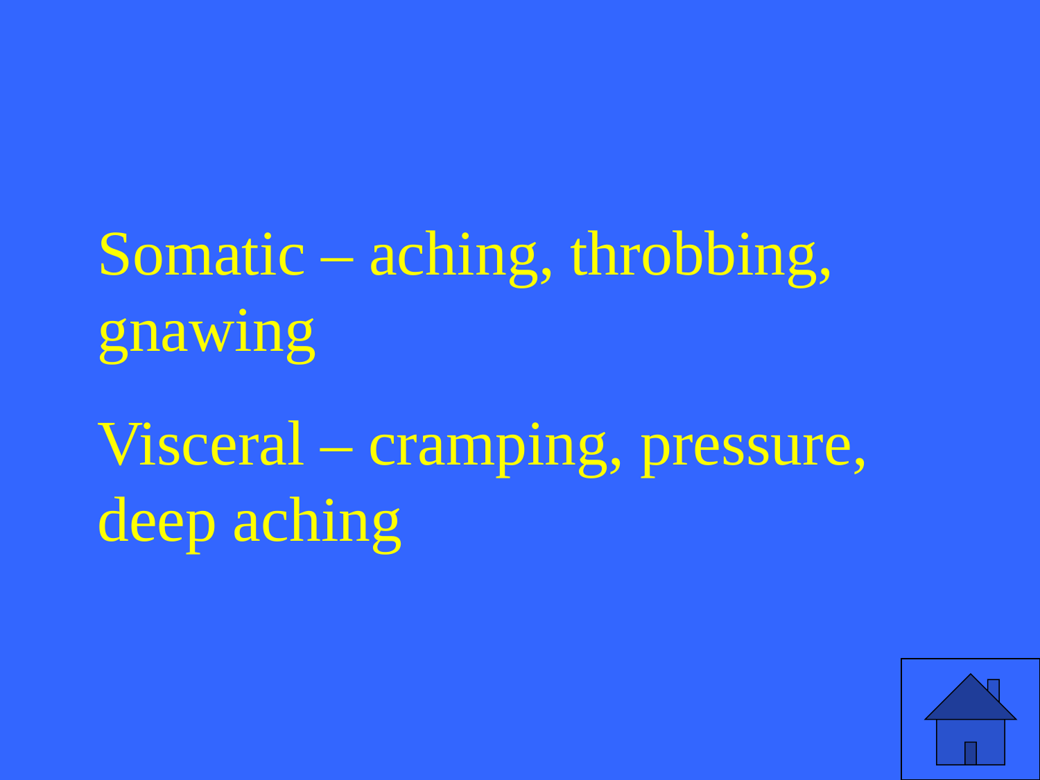Somatic – aching, throbbing, gnawing

Visceral – cramping, pressure, deep aching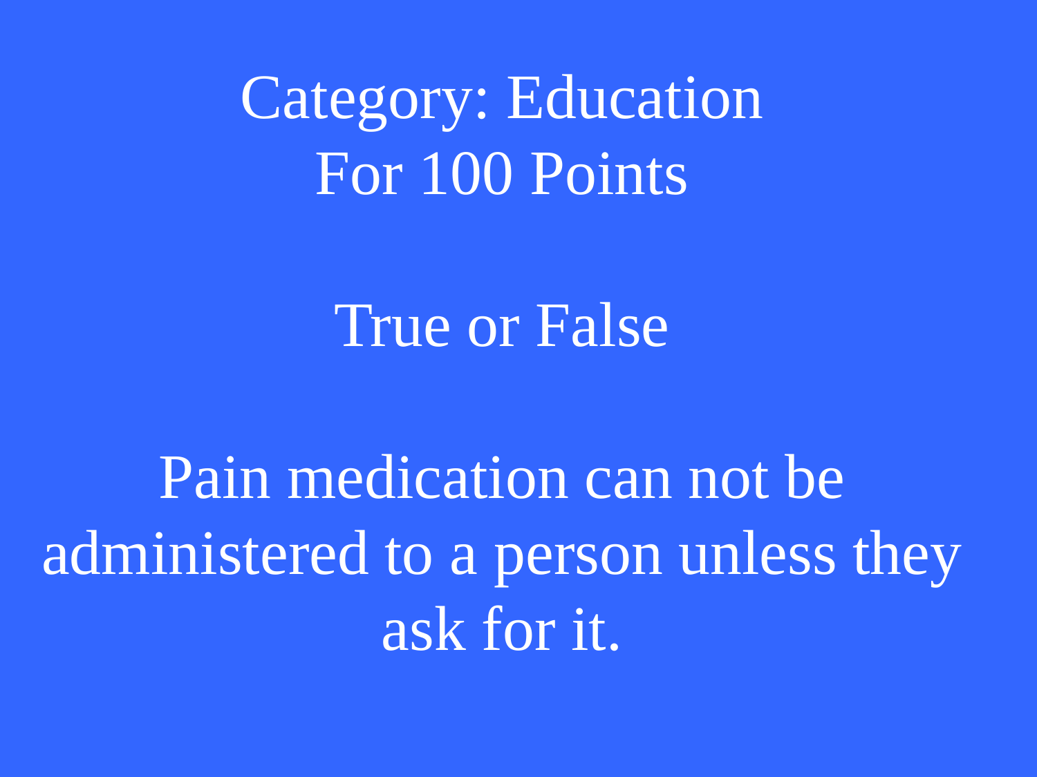Category: Education
For 100 Points

True or False

Pain medication can not be administered to a person unless they ask for it.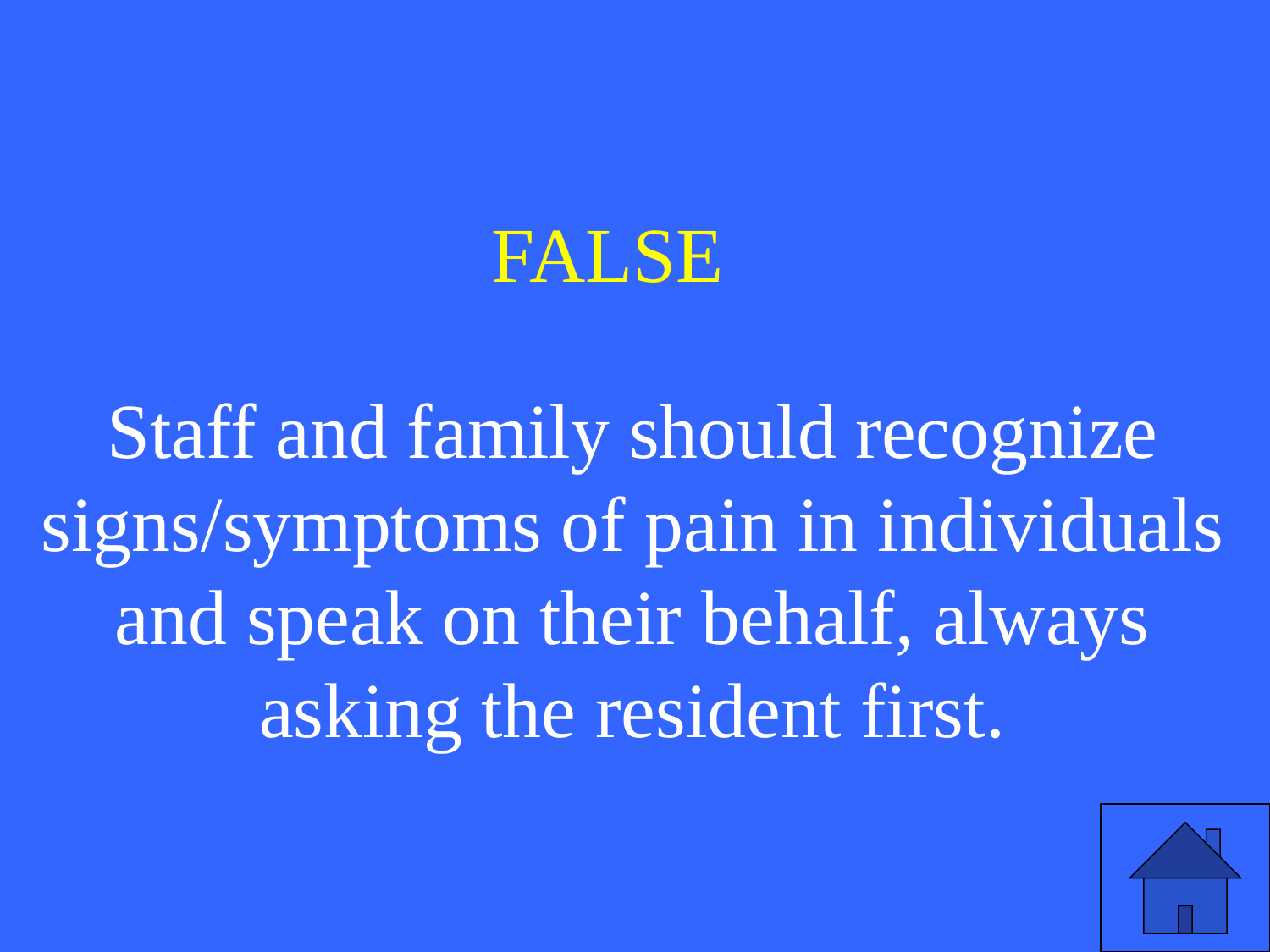# FALSE

Staff and family should recognize signs/symptoms of pain in individuals and speak on their behalf, always asking the resident first.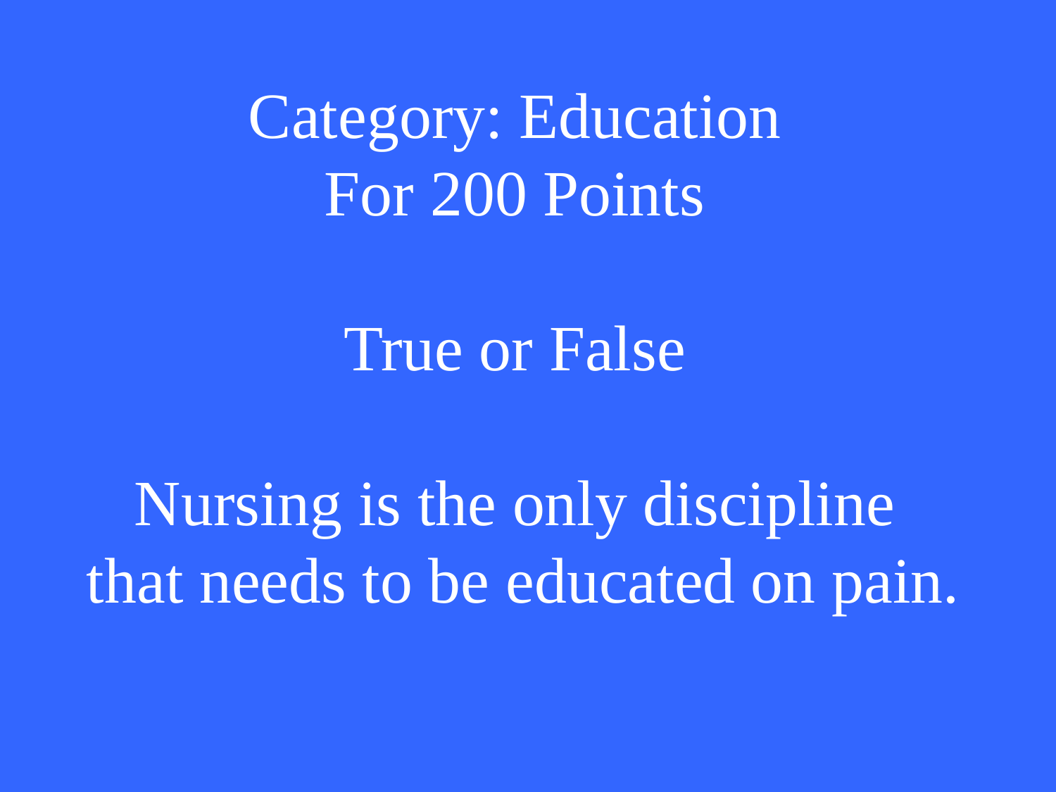Category: Education
For 200 Points

True or False

Nursing is the only discipline that needs to be educated on pain.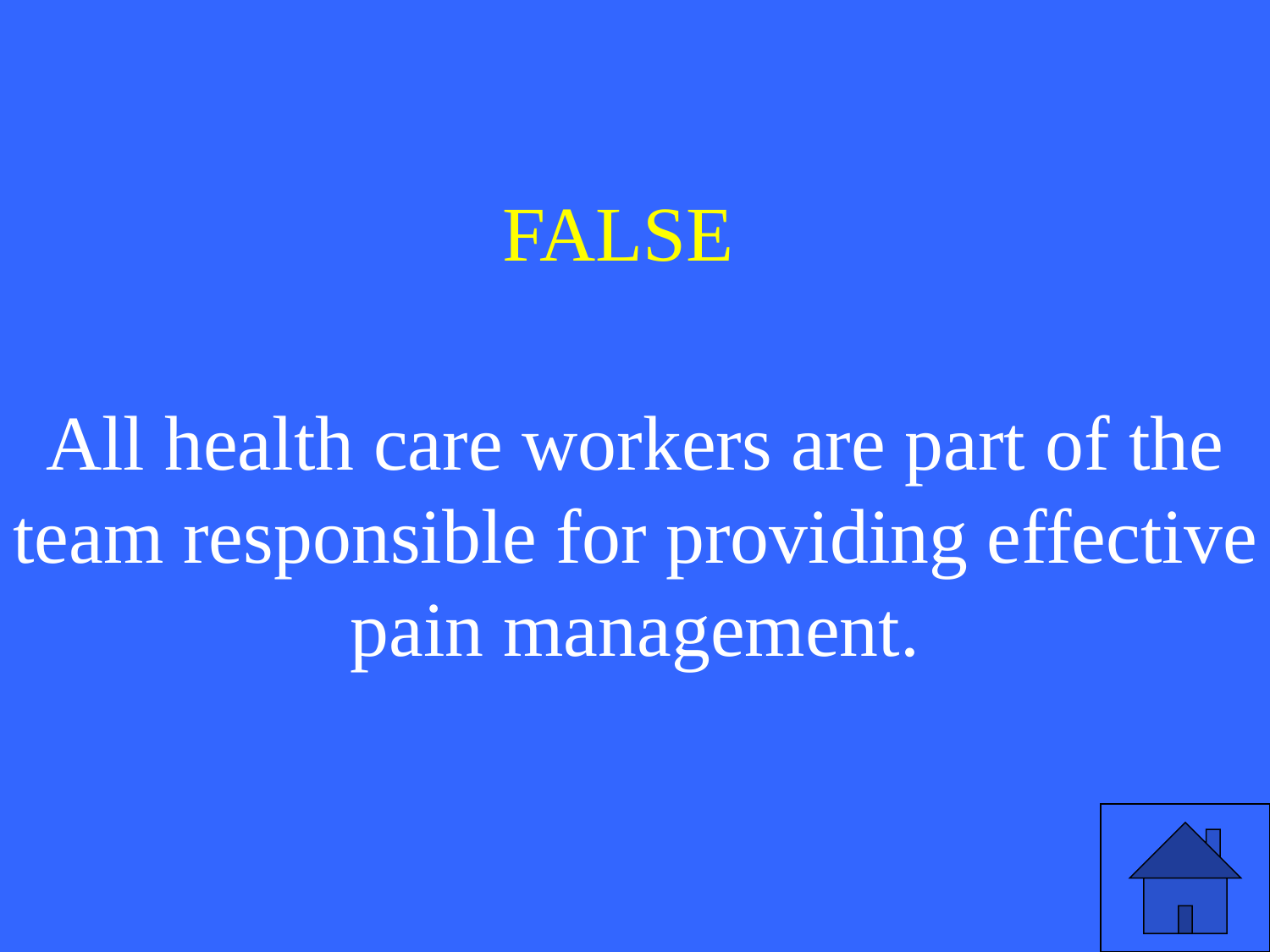# FALSE

All health care workers are part of the team responsible for providing effective pain management.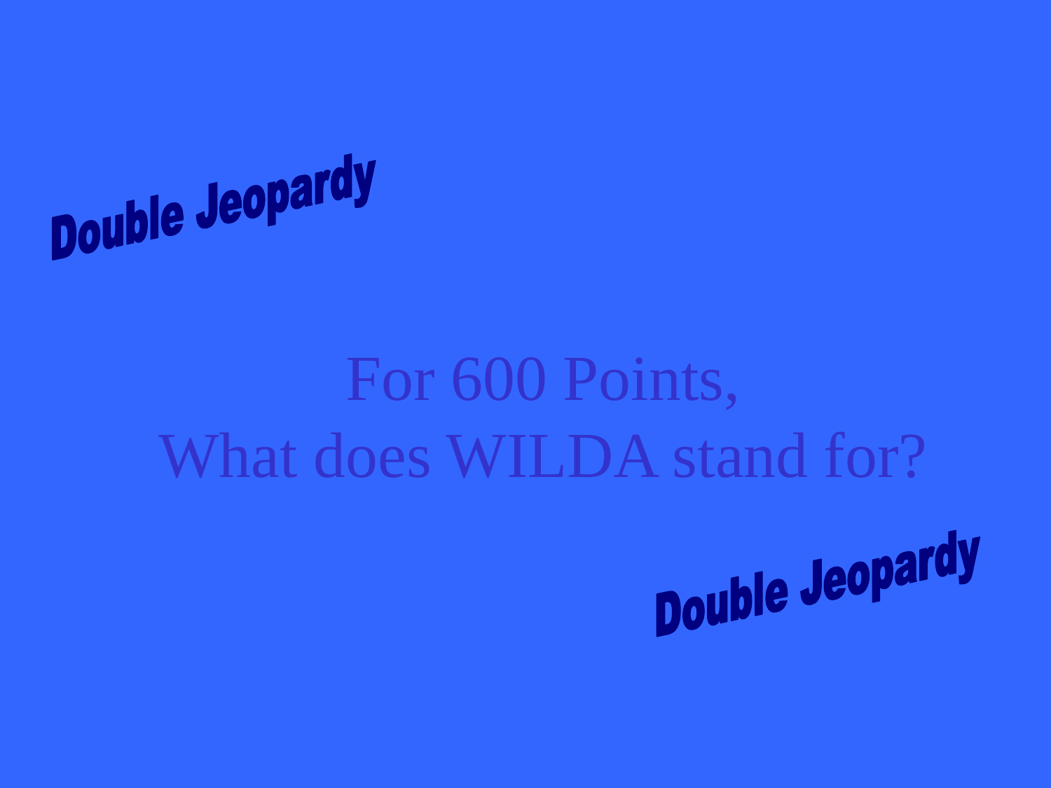**Double Jeopardy**

For 600 Points,
What does WILDA stand for?

**Double Jeopardy**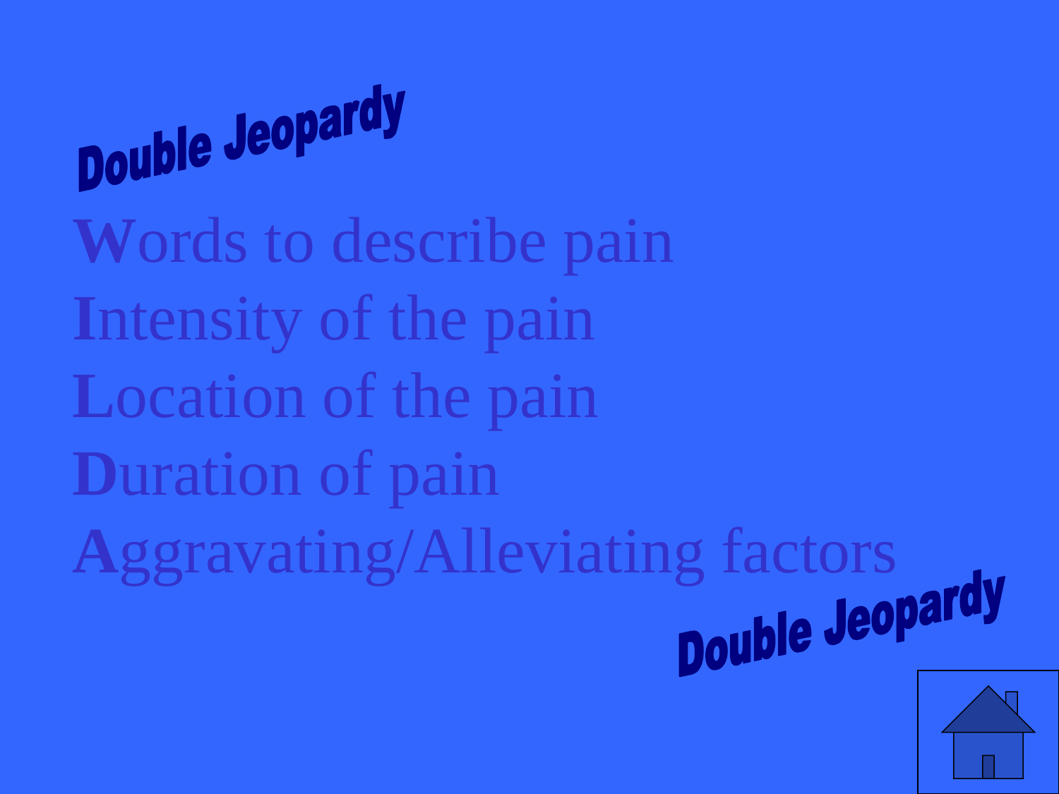Double Jeopardy

**W**ords to describe pain
**I**ntensity of the pain
**L**ocation of the pain
**D**uration of pain
**A**ggravating/Alleviating factors

Double Jeopardy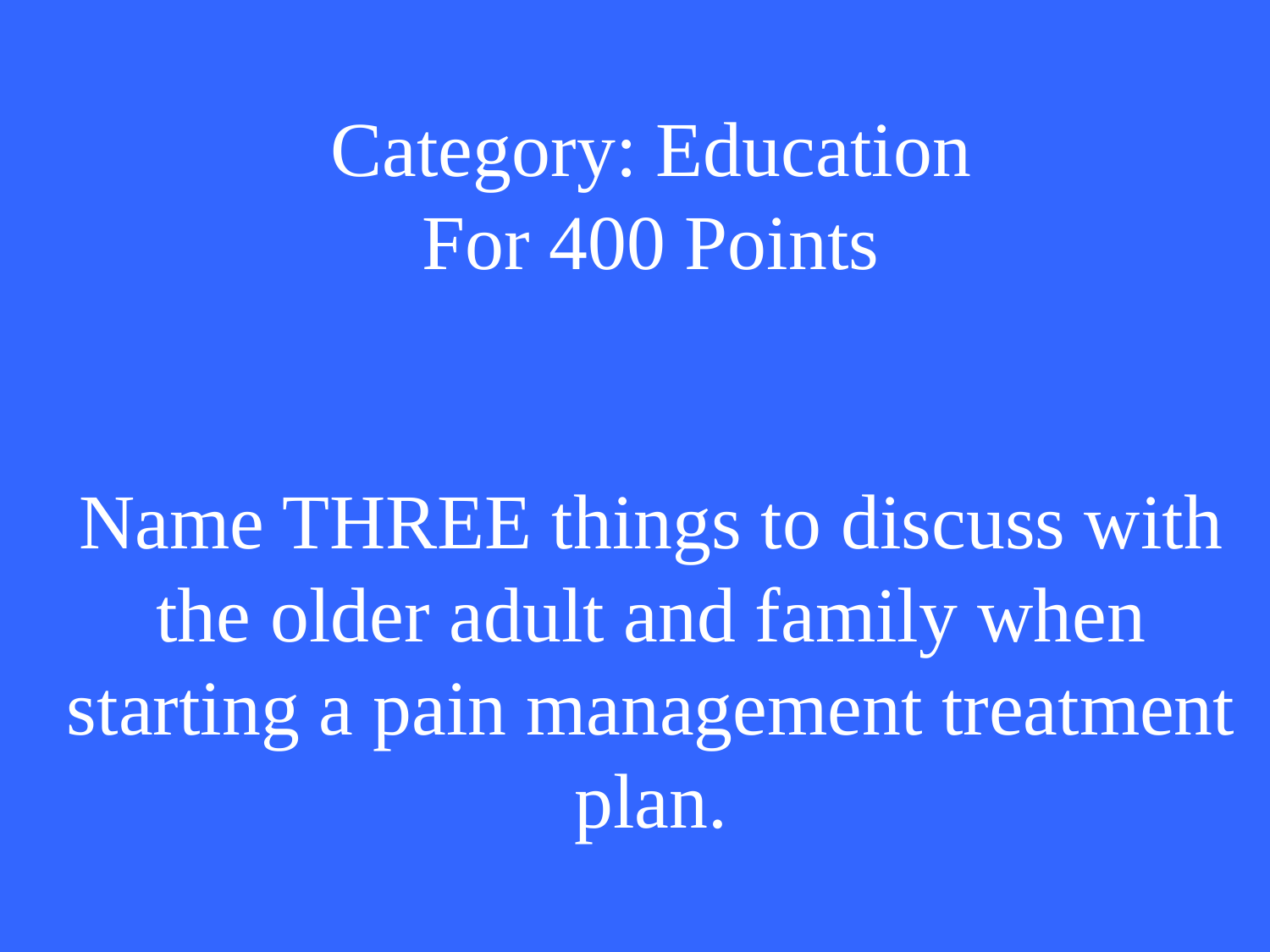# Category: Education
## For 400 Points

Name THREE things to discuss with the older adult and family when starting a pain management treatment plan.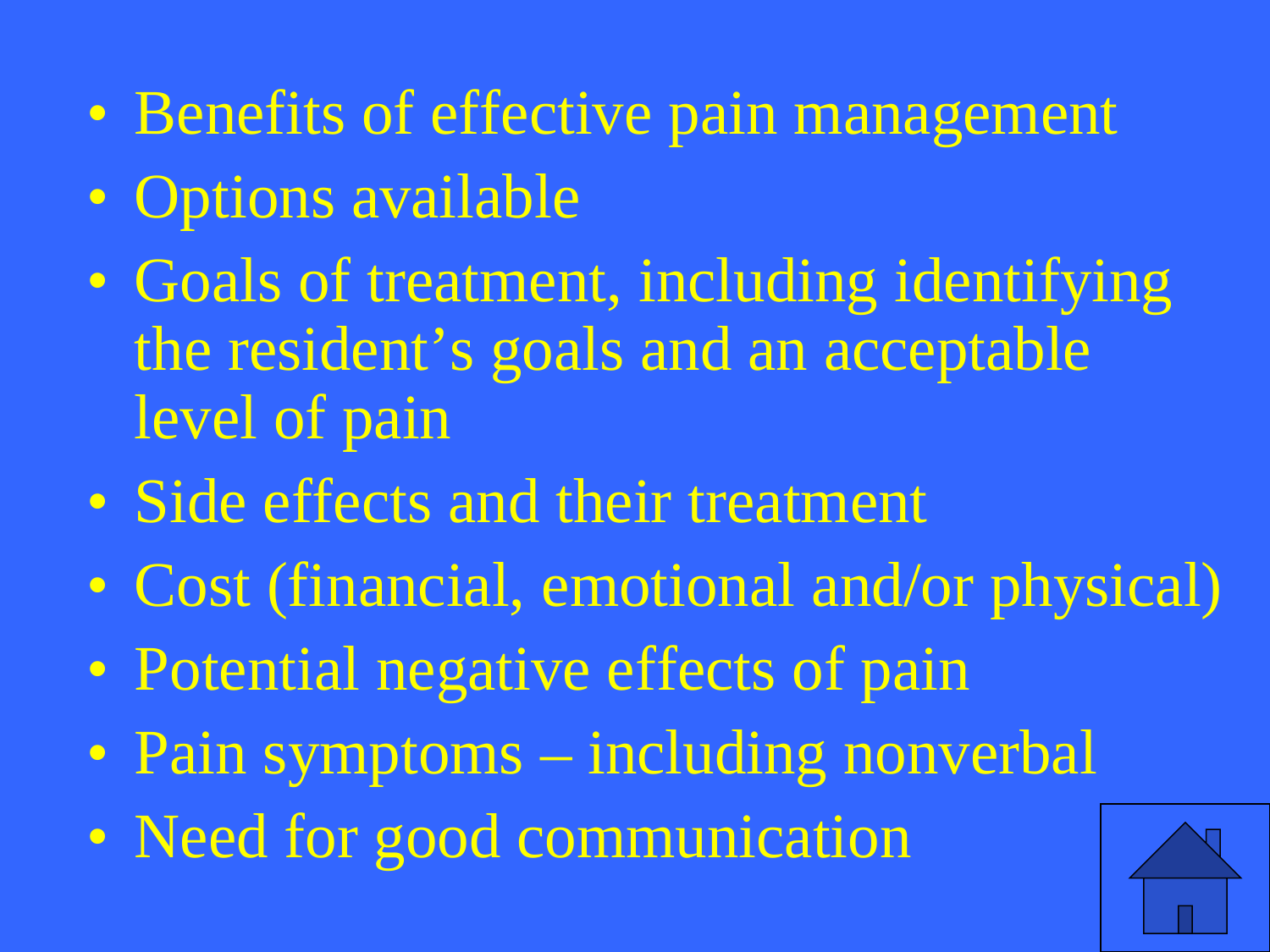- Benefits of effective pain management
- Options available
- Goals of treatment, including identifying the resident’s goals and an acceptable level of pain
- Side effects and their treatment
- Cost (financial, emotional and/or physical)
- Potential negative effects of pain
- Pain symptoms – including nonverbal
- Need for good communication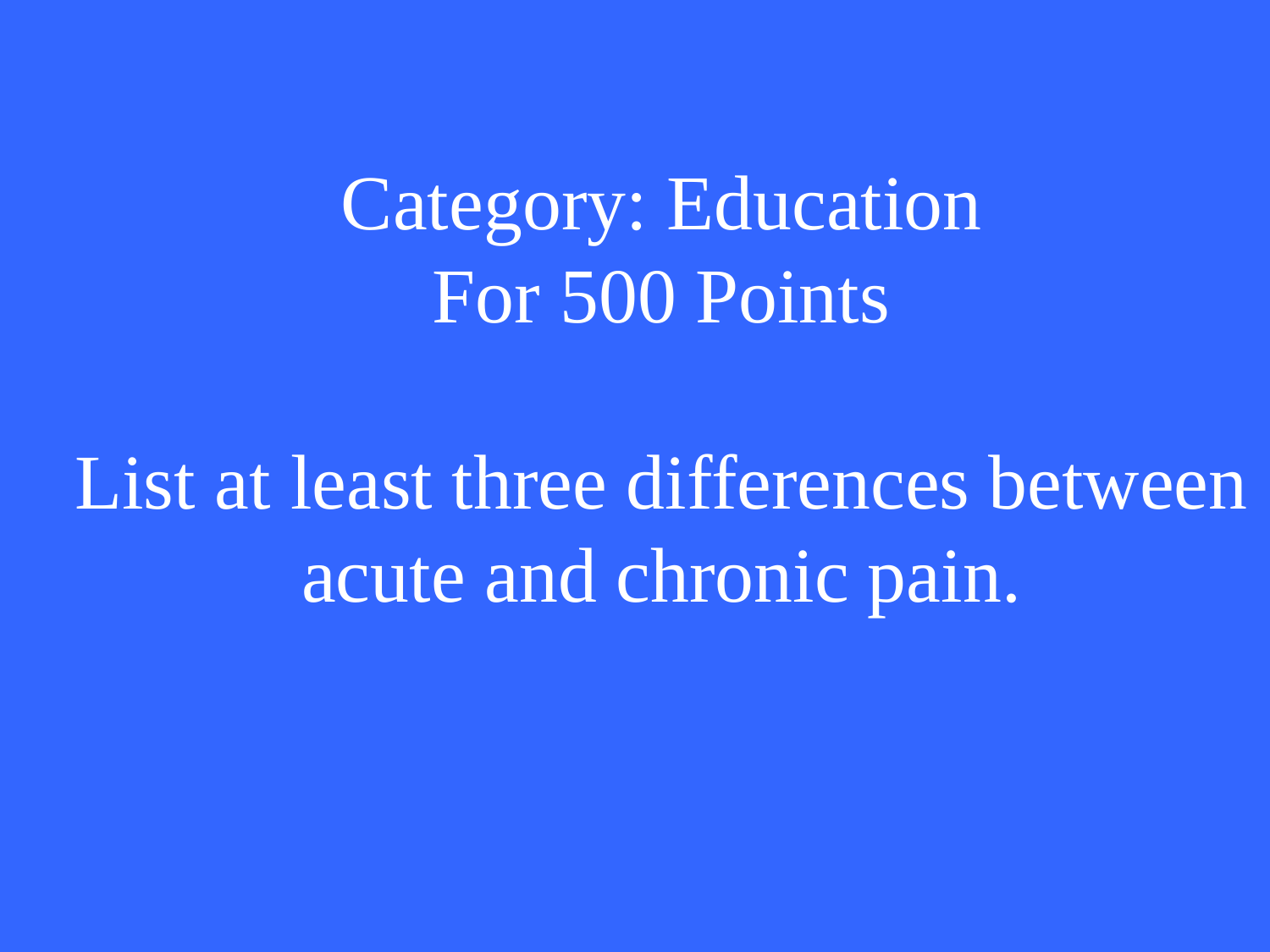Category: Education
For 500 Points

List at least three differences between acute and chronic pain.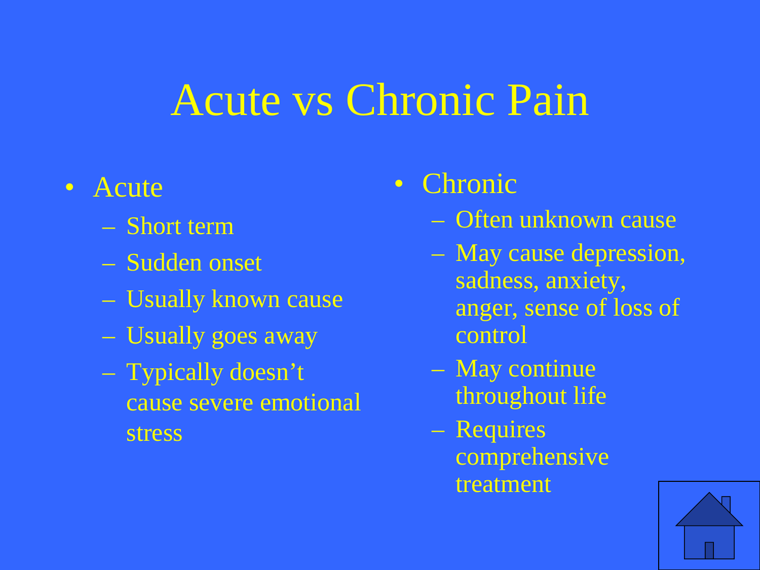# Acute vs Chronic Pain

- Acute
  - Short term
  - Sudden onset
  - Usually known cause
  - Usually goes away
  - Typically doesn't cause severe emotional stress

- Chronic
  - Often unknown cause
  - May cause depression, sadness, anxiety, anger, sense of loss of control
  - May continue throughout life
  - Requires comprehensive treatment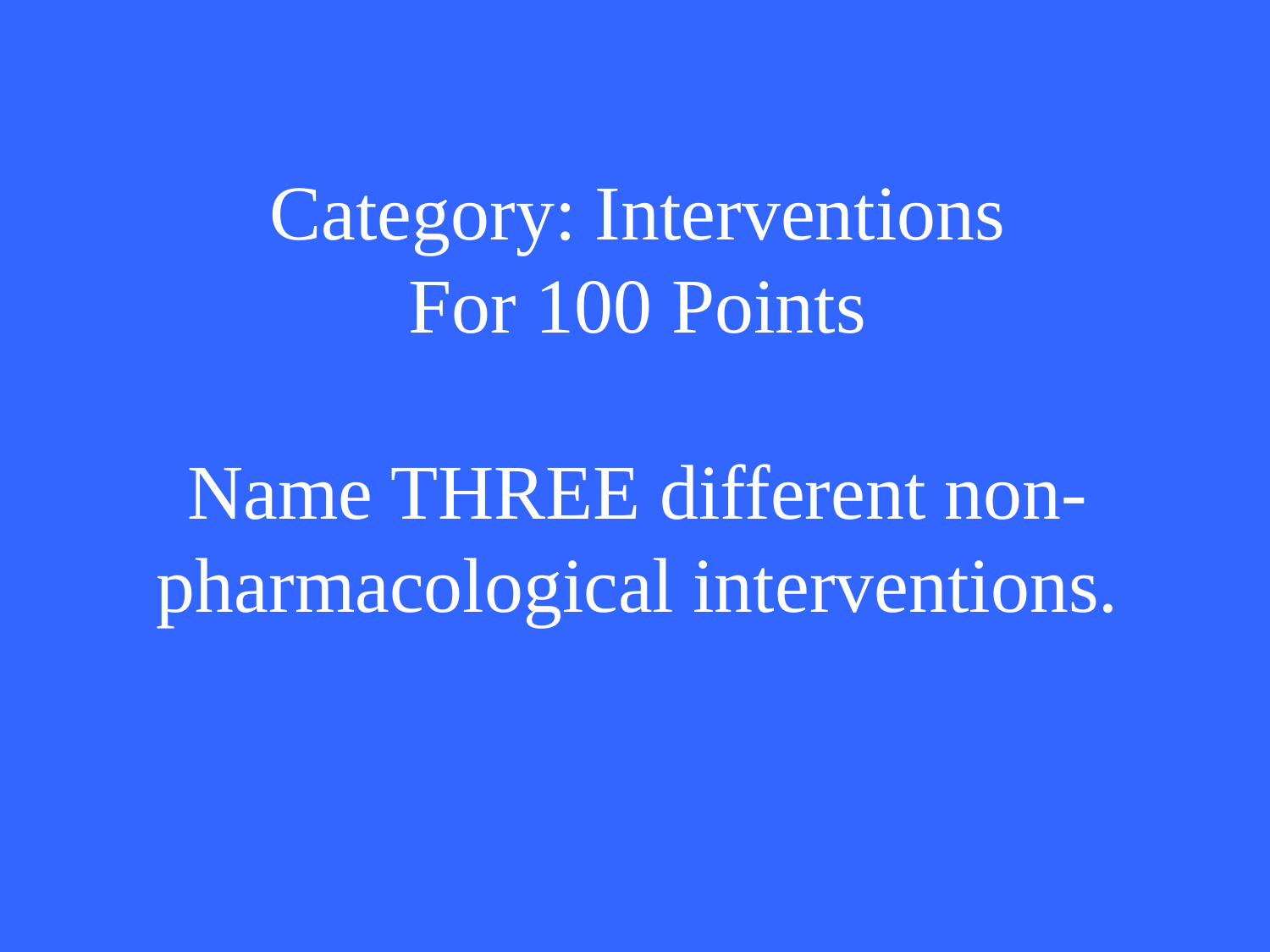Category: Interventions
For 100 Points

Name THREE different non-pharmacological interventions.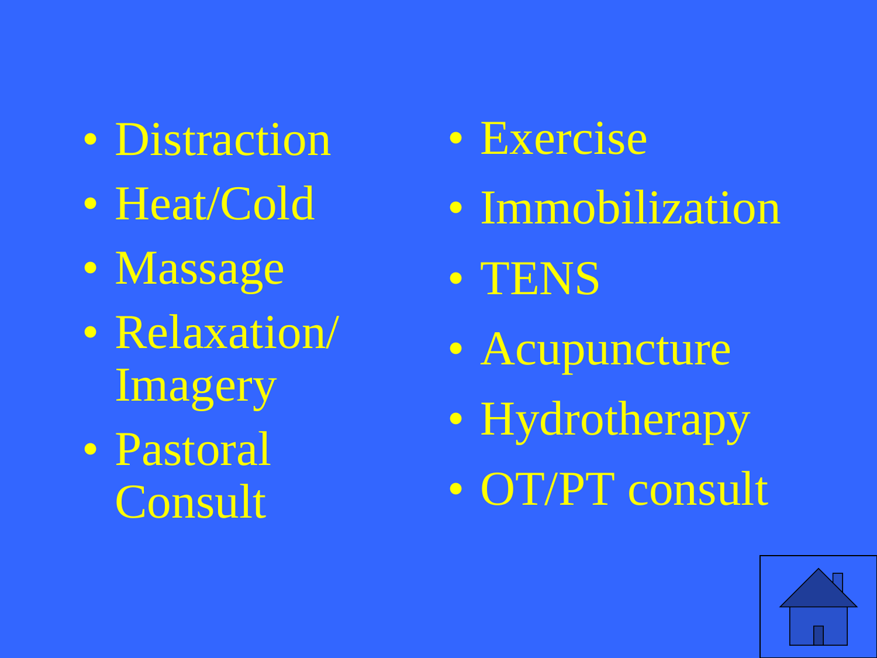- Distraction
- Heat/Cold
- Massage
- Relaxation/ Imagery
- Pastoral Consult
- Exercise
- Immobilization
- TENS
- Acupuncture
- Hydrotherapy
- OT/PT consult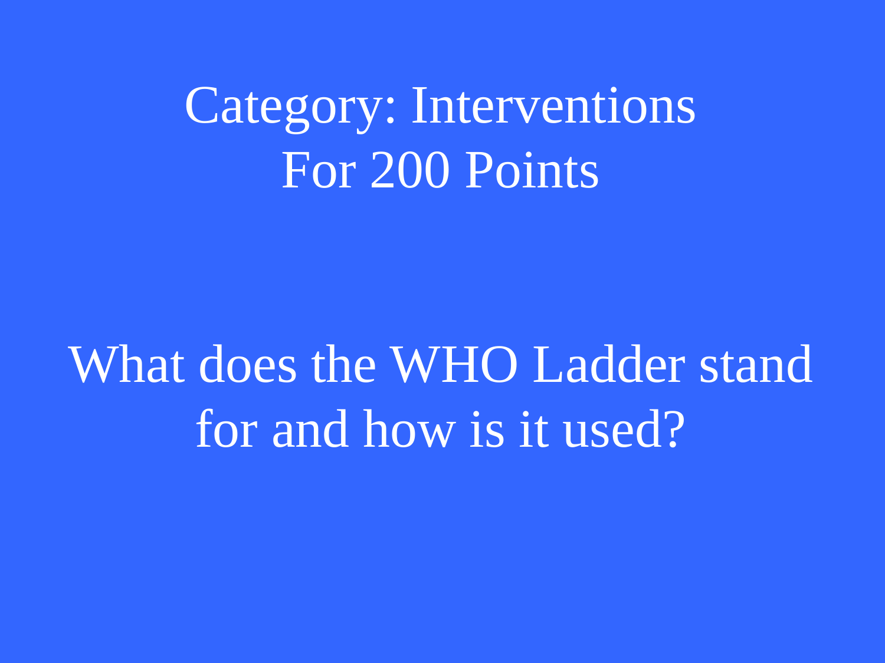# Category: Interventions
# For 200 Points

What does the WHO Ladder stand for and how is it used?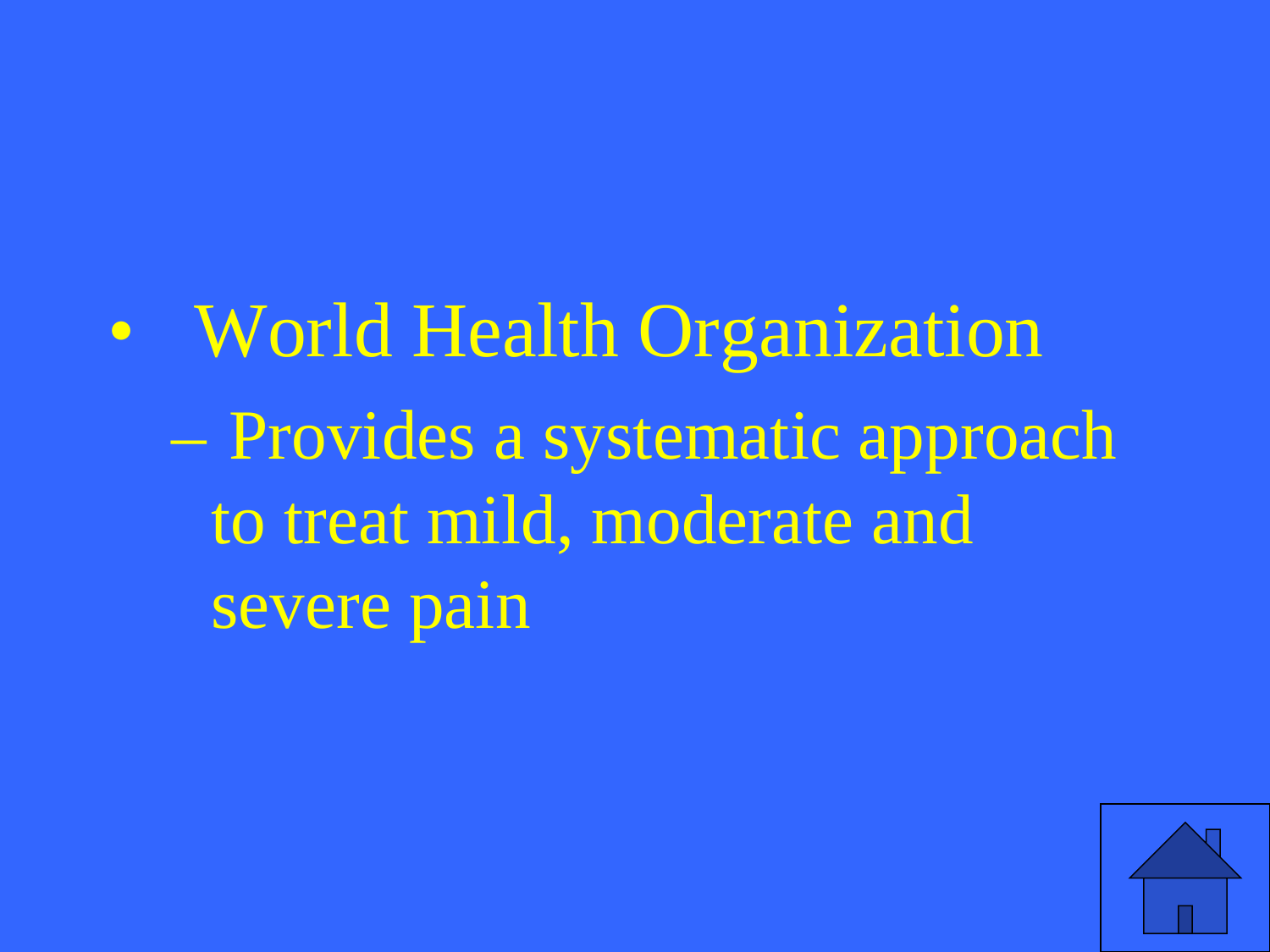- World Health Organization
  - Provides a systematic approach to treat mild, moderate and severe pain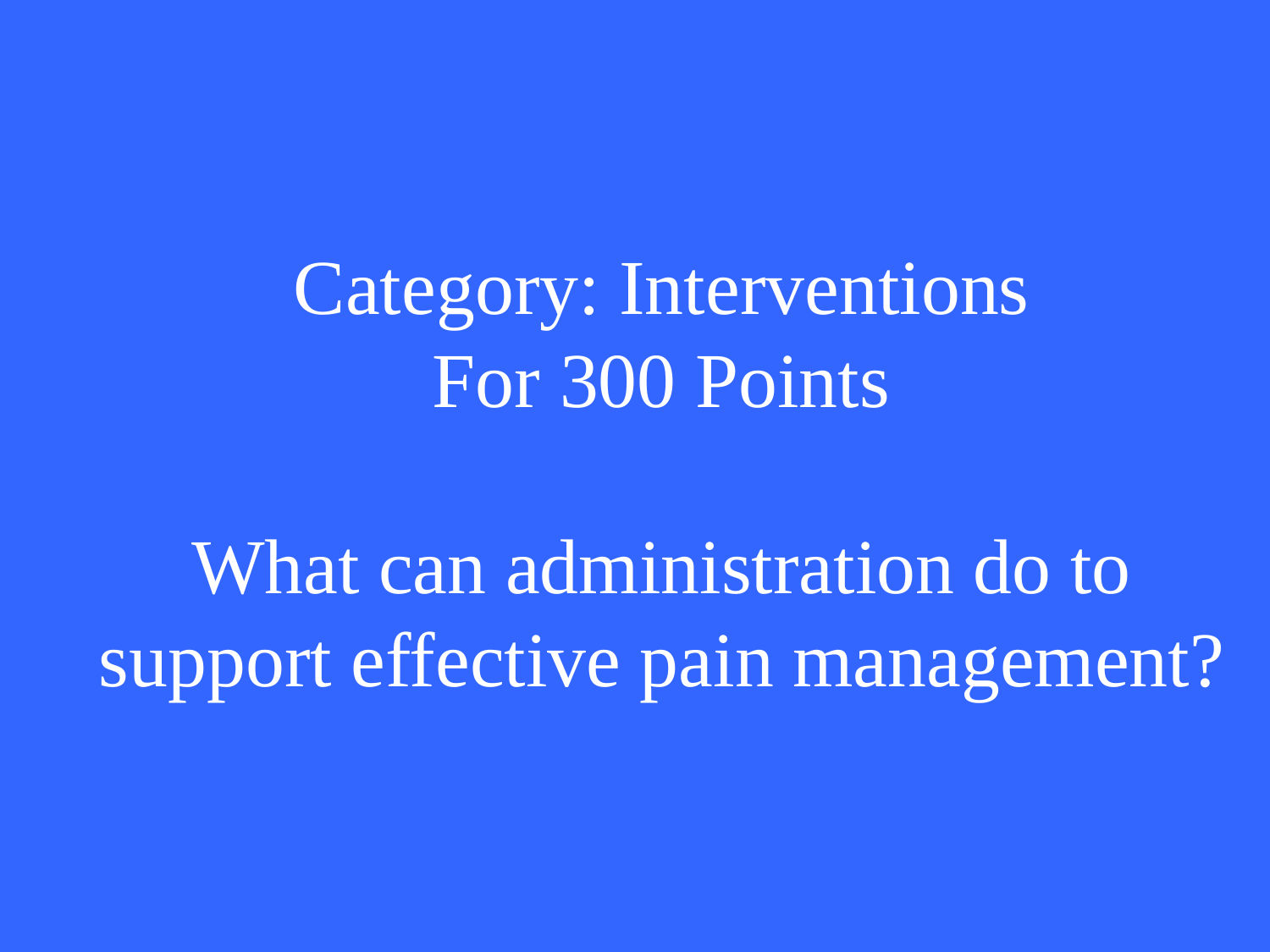Category: Interventions
For 300 Points

What can administration do to support effective pain management?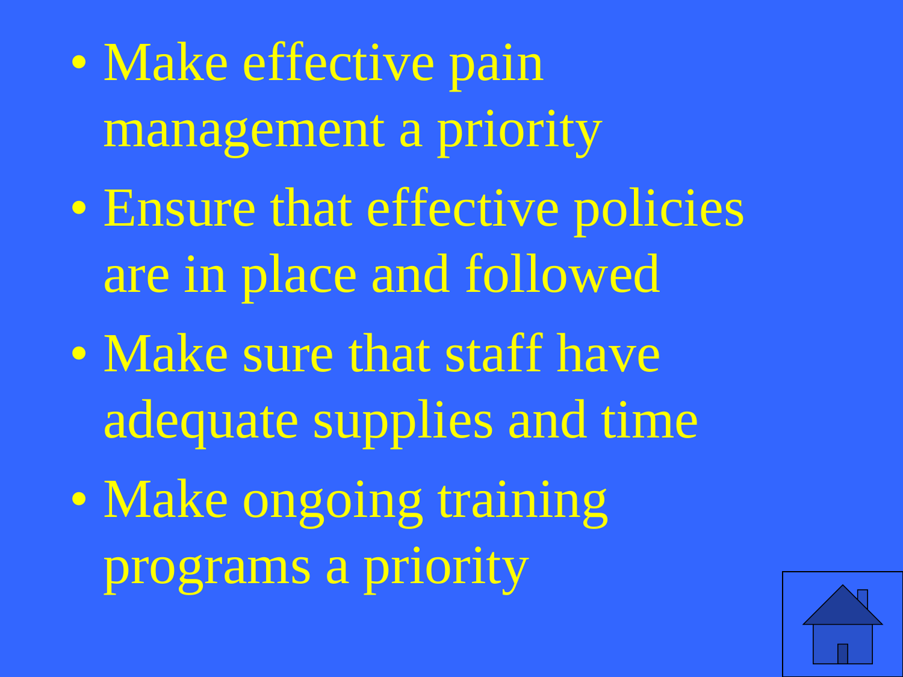- Make effective pain management a priority
- Ensure that effective policies are in place and followed
- Make sure that staff have adequate supplies and time
- Make ongoing training programs a priority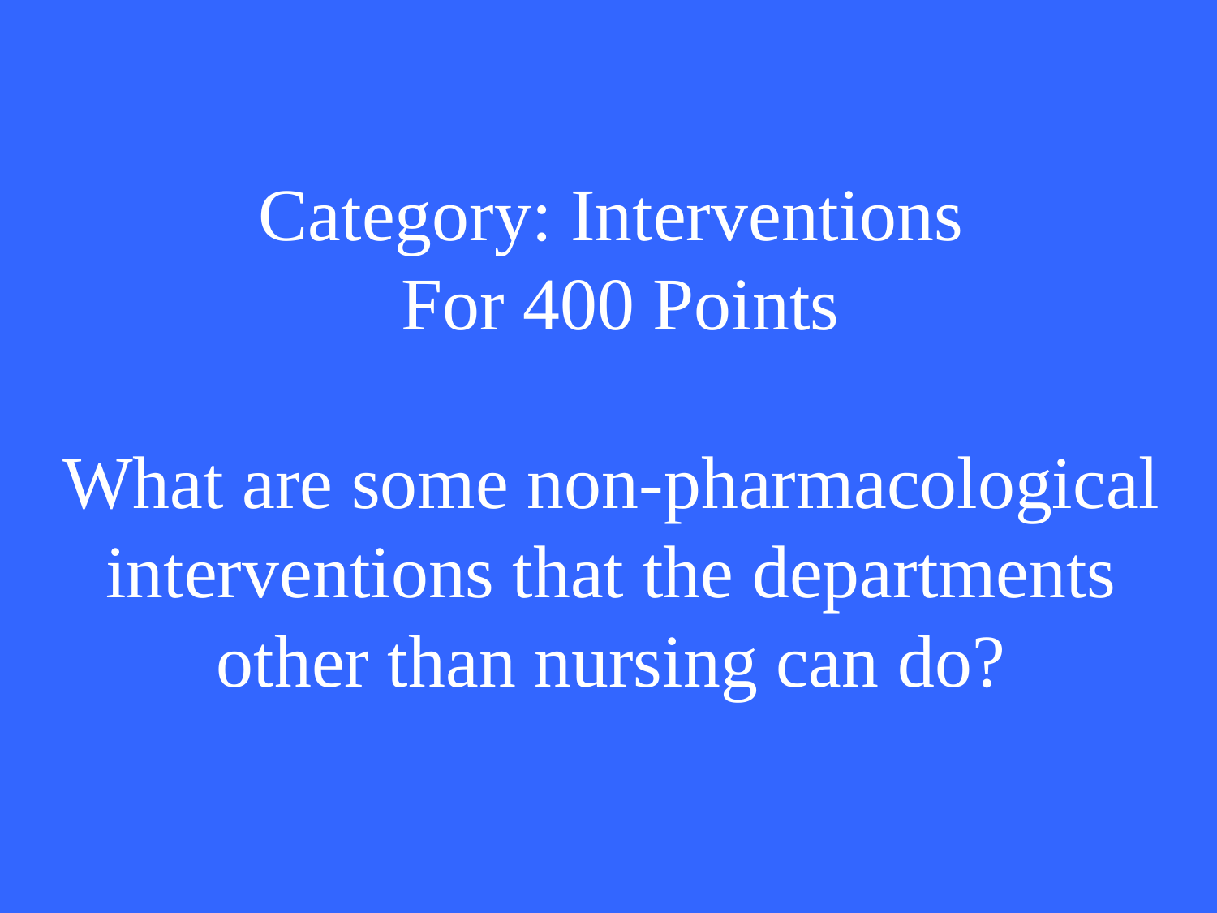Category: Interventions
For 400 Points

What are some non-pharmacological interventions that the departments other than nursing can do?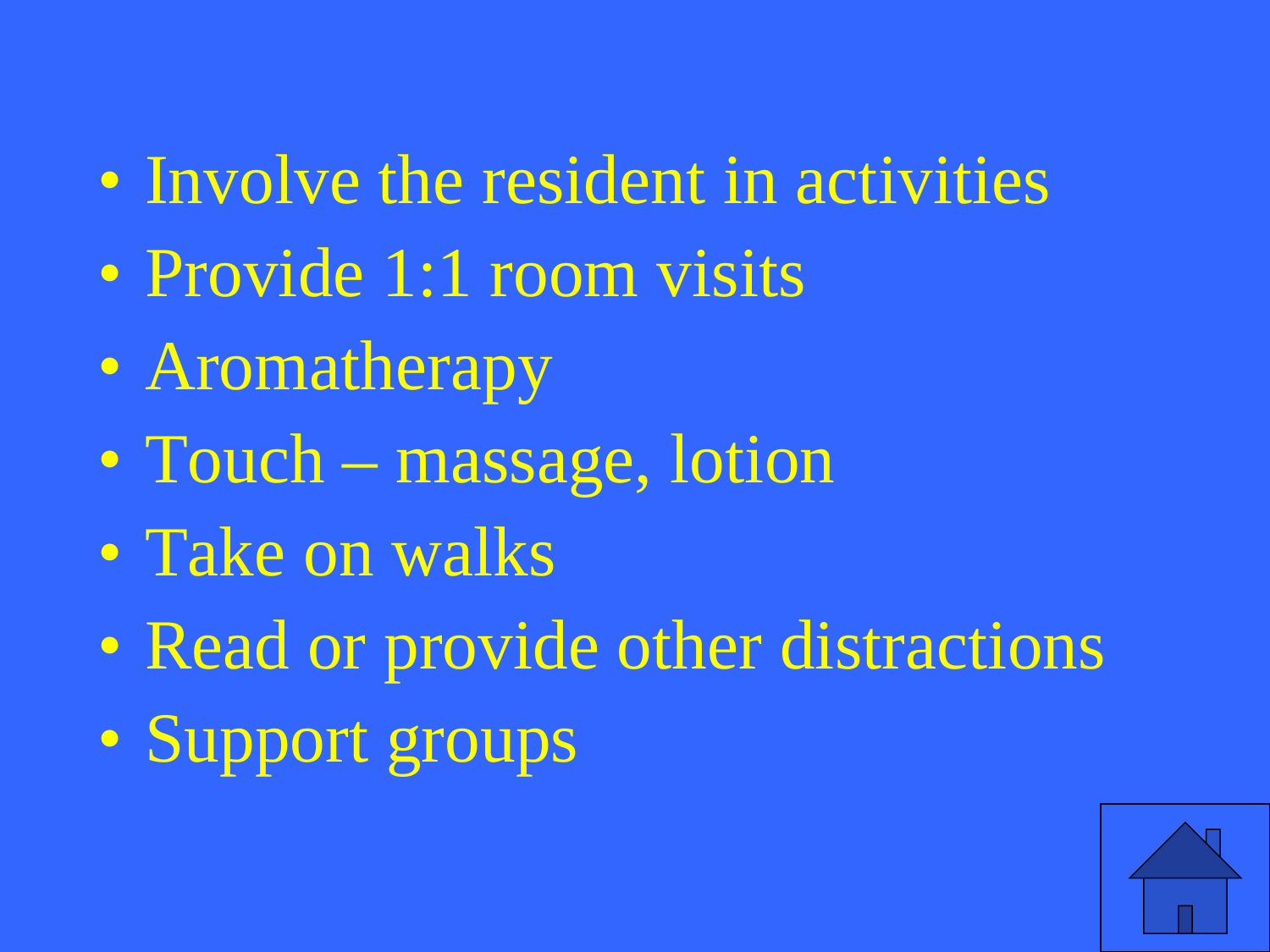- Involve the resident in activities
- Provide 1:1 room visits
- Aromatherapy
- Touch – massage, lotion
- Take on walks
- Read or provide other distractions
- Support groups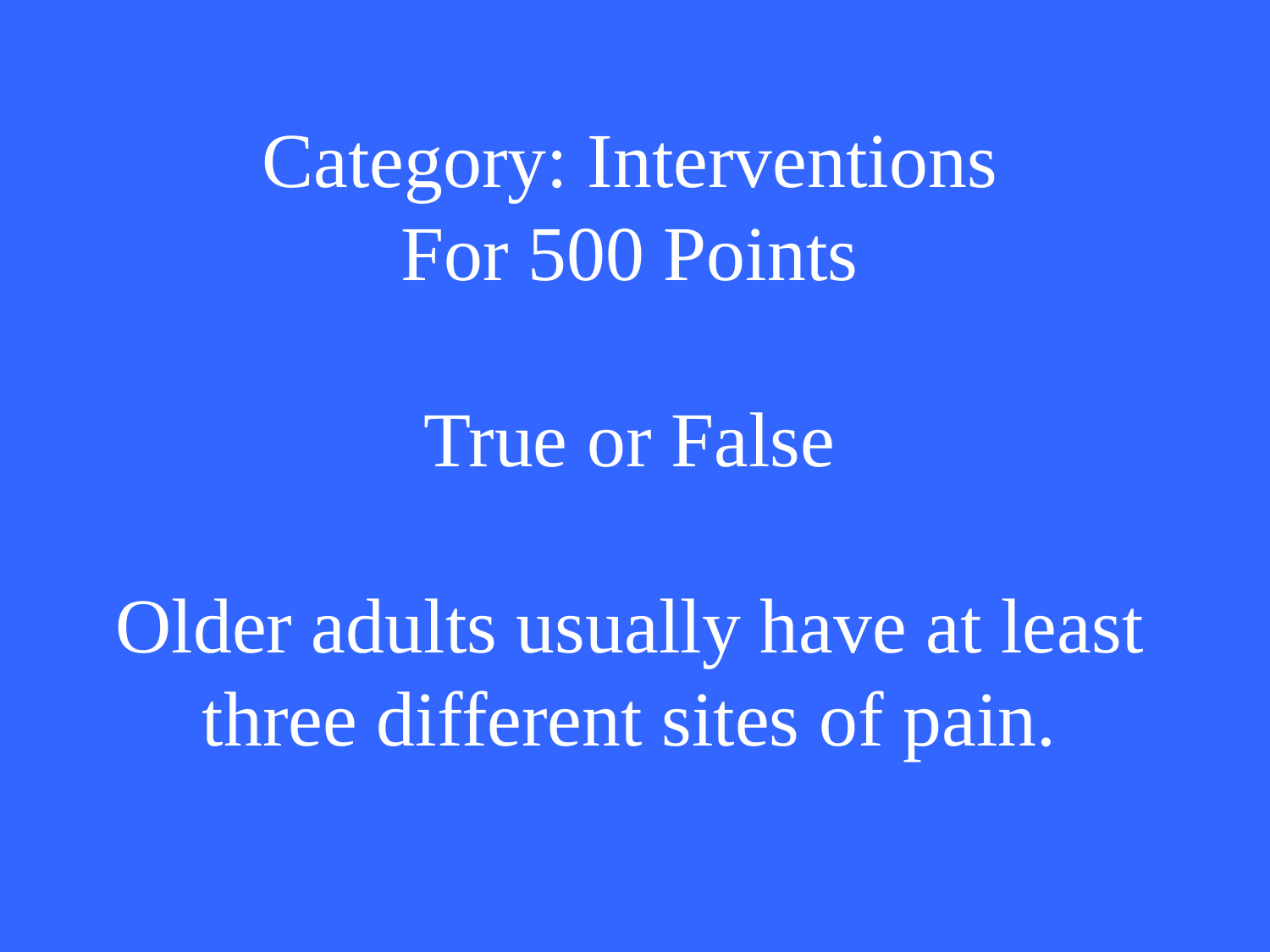Category: Interventions
For 500 Points

True or False

Older adults usually have at least three different sites of pain.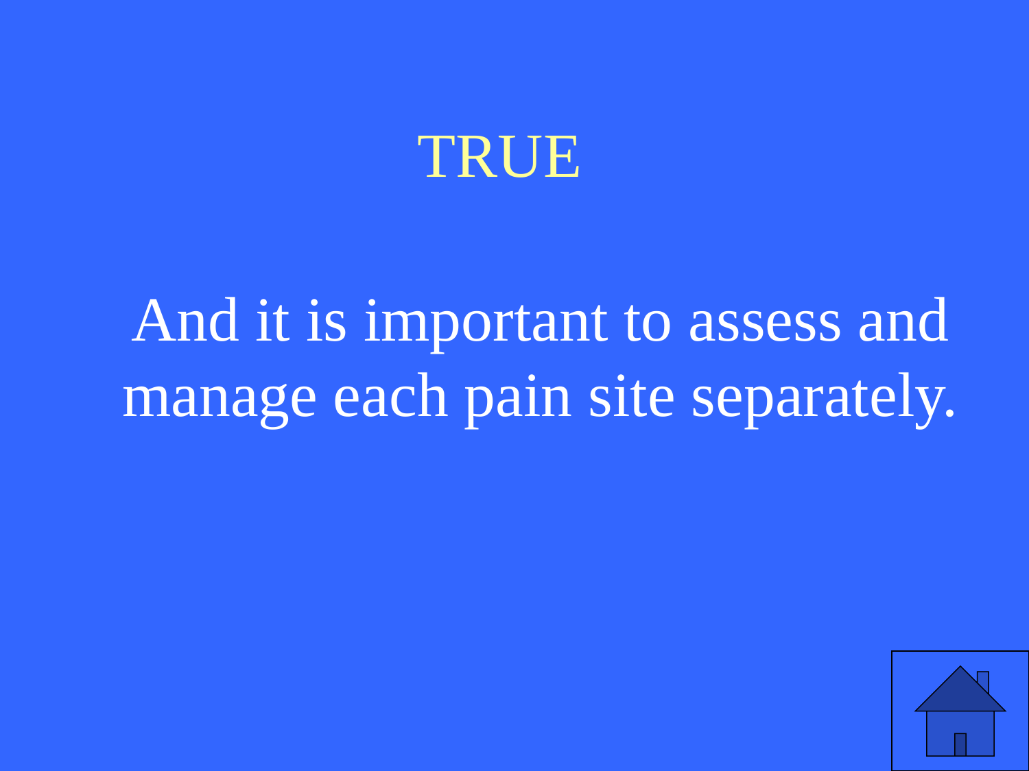# TRUE

And it is important to assess and manage each pain site separately.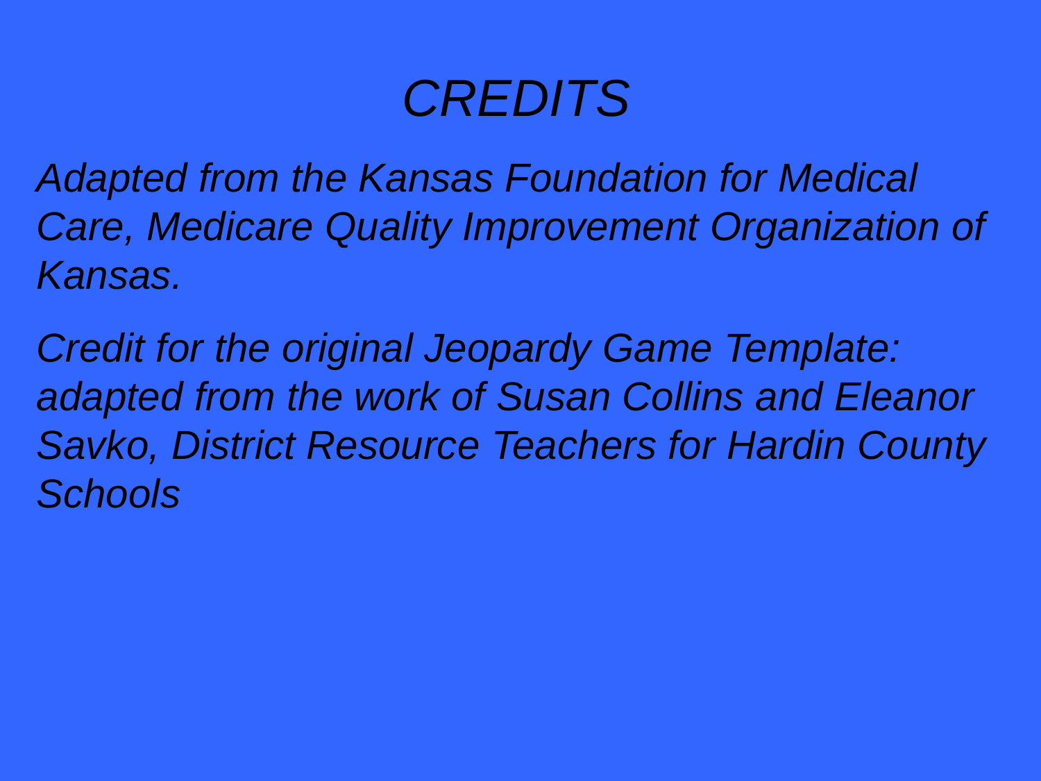# *CREDITS*

*Adapted from the Kansas Foundation for Medical Care, Medicare Quality Improvement Organization of Kansas.*

*Credit for the original Jeopardy Game Template: adapted from the work of Susan Collins and Eleanor Savko, District Resource Teachers for Hardin County Schools*